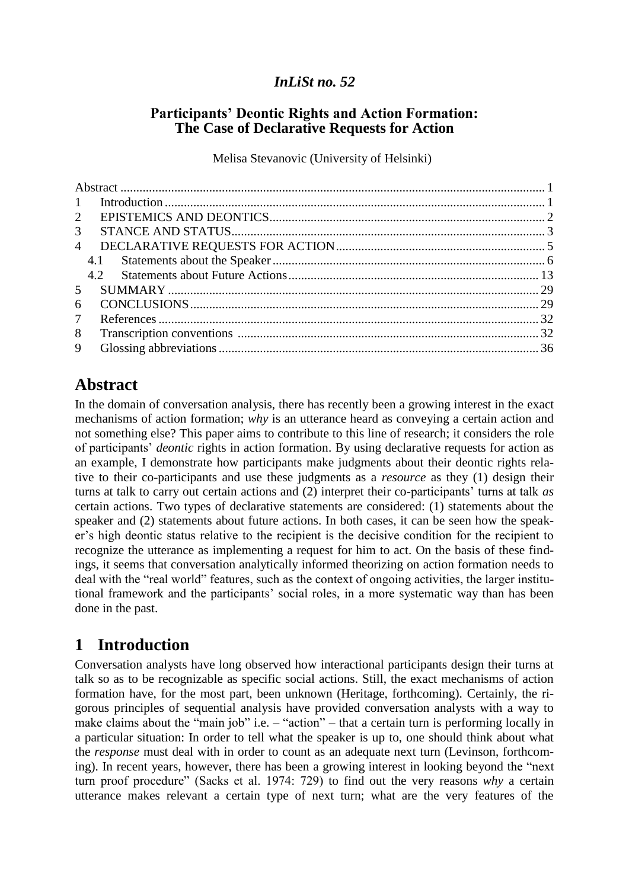*InLiSt no. 52*

## Participants' Deontic Rights and Action Formation: The Case of Declarative Requests for Action

Melisa Stevanovic (University of Helsinki)

Abstract ..... 1
1 Introduction ..... 1
2 EPISTEMICS AND DEONTICS ..... 2
3 STANCE AND STATUS ..... 3
4 DECLARATIVE REQUESTS FOR ACTION ..... 5
  4.1 Statements about the Speaker ..... 6
  4.2 Statements about Future Actions ..... 13
5 SUMMARY ..... 29
6 CONCLUSIONS ..... 29
7 References ..... 32
8 Transcription conventions ..... 32
9 Glossing abbreviations ..... 36

# Abstract

In the domain of conversation analysis, there has recently been a growing interest in the exact mechanisms of action formation; *why* is an utterance heard as conveying a certain action and not something else? This paper aims to contribute to this line of research; it considers the role of participants' *deontic* rights in action formation. By using declarative requests for action as an example, I demonstrate how participants make judgments about their deontic rights relative to their co-participants and use these judgments as a *resource* as they (1) design their turns at talk to carry out certain actions and (2) interpret their co-participants' turns at talk *as* certain actions. Two types of declarative statements are considered: (1) statements about the speaker and (2) statements about future actions. In both cases, it can be seen how the speaker's high deontic status relative to the recipient is the decisive condition for the recipient to recognize the utterance as implementing a request for him to act. On the basis of these findings, it seems that conversation analytically informed theorizing on action formation needs to deal with the "real world" features, such as the context of ongoing activities, the larger institutional framework and the participants' social roles, in a more systematic way than has been done in the past.

# 1 Introduction

Conversation analysts have long observed how interactional participants design their turns at talk so as to be recognizable as specific social actions. Still, the exact mechanisms of action formation have, for the most part, been unknown (Heritage, forthcoming). Certainly, the rigorous principles of sequential analysis have provided conversation analysts with a way to make claims about the "main job" i.e. – "action" – that a certain turn is performing locally in a particular situation: In order to tell what the speaker is up to, one should think about what the *response* must deal with in order to count as an adequate next turn (Levinson, forthcoming). In recent years, however, there has been a growing interest in looking beyond the "next turn proof procedure" (Sacks et al. 1974: 729) to find out the very reasons *why* a certain utterance makes relevant a certain type of next turn; what are the very features of the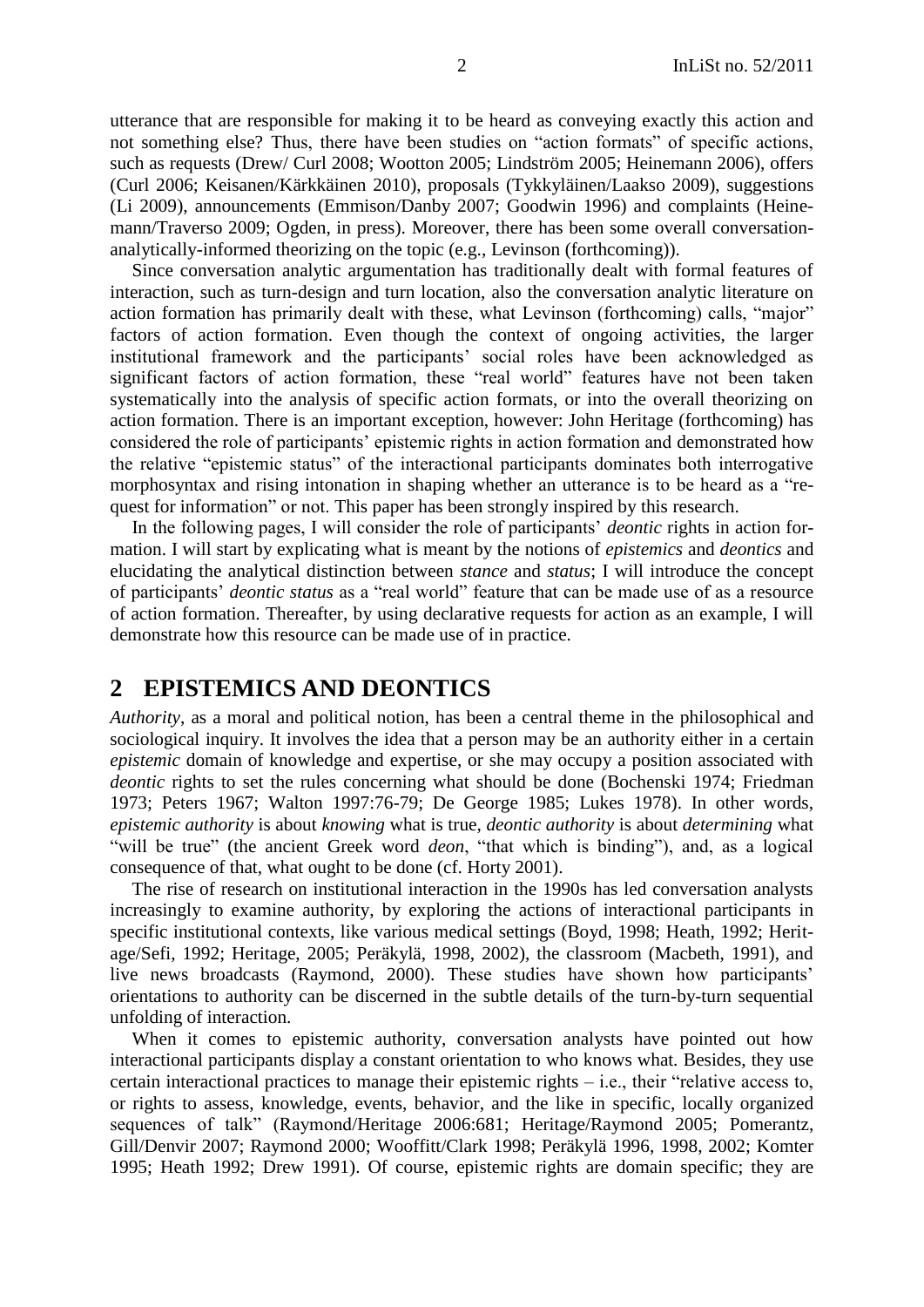utterance that are responsible for making it to be heard as conveying exactly this action and not something else? Thus, there have been studies on "action formats" of specific actions, such as requests (Drew/ Curl 2008; Wootton 2005; Lindström 2005; Heinemann 2006), offers (Curl 2006; Keisanen/Kärkkäinen 2010), proposals (Tykkyläinen/Laakso 2009), suggestions (Li 2009), announcements (Emmison/Danby 2007; Goodwin 1996) and complaints (Heinemann/Traverso 2009; Ogden, in press). Moreover, there has been some overall conversation-analytically-informed theorizing on the topic (e.g., Levinson (forthcoming)).

Since conversation analytic argumentation has traditionally dealt with formal features of interaction, such as turn-design and turn location, also the conversation analytic literature on action formation has primarily dealt with these, what Levinson (forthcoming) calls, "major" factors of action formation. Even though the context of ongoing activities, the larger institutional framework and the participants' social roles have been acknowledged as significant factors of action formation, these "real world" features have not been taken systematically into the analysis of specific action formats, or into the overall theorizing on action formation. There is an important exception, however: John Heritage (forthcoming) has considered the role of participants' epistemic rights in action formation and demonstrated how the relative "epistemic status" of the interactional participants dominates both interrogative morphosyntax and rising intonation in shaping whether an utterance is to be heard as a "request for information" or not. This paper has been strongly inspired by this research.

In the following pages, I will consider the role of participants' *deontic* rights in action formation. I will start by explicating what is meant by the notions of *epistemics* and *deontics* and elucidating the analytical distinction between *stance* and *status*; I will introduce the concept of participants' *deontic status* as a "real world" feature that can be made use of as a resource of action formation. Thereafter, by using declarative requests for action as an example, I will demonstrate how this resource can be made use of in practice.

## 2 EPISTEMICS AND DEONTICS

*Authority*, as a moral and political notion, has been a central theme in the philosophical and sociological inquiry. It involves the idea that a person may be an authority either in a certain *epistemic* domain of knowledge and expertise, or she may occupy a position associated with *deontic* rights to set the rules concerning what should be done (Bochenski 1974; Friedman 1973; Peters 1967; Walton 1997:76-79; De George 1985; Lukes 1978). In other words, *epistemic authority* is about *knowing* what is true, *deontic authority* is about *determining* what "will be true" (the ancient Greek word *deon*, "that which is binding"), and, as a logical consequence of that, what ought to be done (cf. Horty 2001).

The rise of research on institutional interaction in the 1990s has led conversation analysts increasingly to examine authority, by exploring the actions of interactional participants in specific institutional contexts, like various medical settings (Boyd, 1998; Heath, 1992; Heritage/Sefi, 1992; Heritage, 2005; Peräkylä, 1998, 2002), the classroom (Macbeth, 1991), and live news broadcasts (Raymond, 2000). These studies have shown how participants' orientations to authority can be discerned in the subtle details of the turn-by-turn sequential unfolding of interaction.

When it comes to epistemic authority, conversation analysts have pointed out how interactional participants display a constant orientation to who knows what. Besides, they use certain interactional practices to manage their epistemic rights – i.e., their "relative access to, or rights to assess, knowledge, events, behavior, and the like in specific, locally organized sequences of talk" (Raymond/Heritage 2006:681; Heritage/Raymond 2005; Pomerantz, Gill/Denvir 2007; Raymond 2000; Wooffitt/Clark 1998; Peräkylä 1996, 1998, 2002; Komter 1995; Heath 1992; Drew 1991). Of course, epistemic rights are domain specific; they are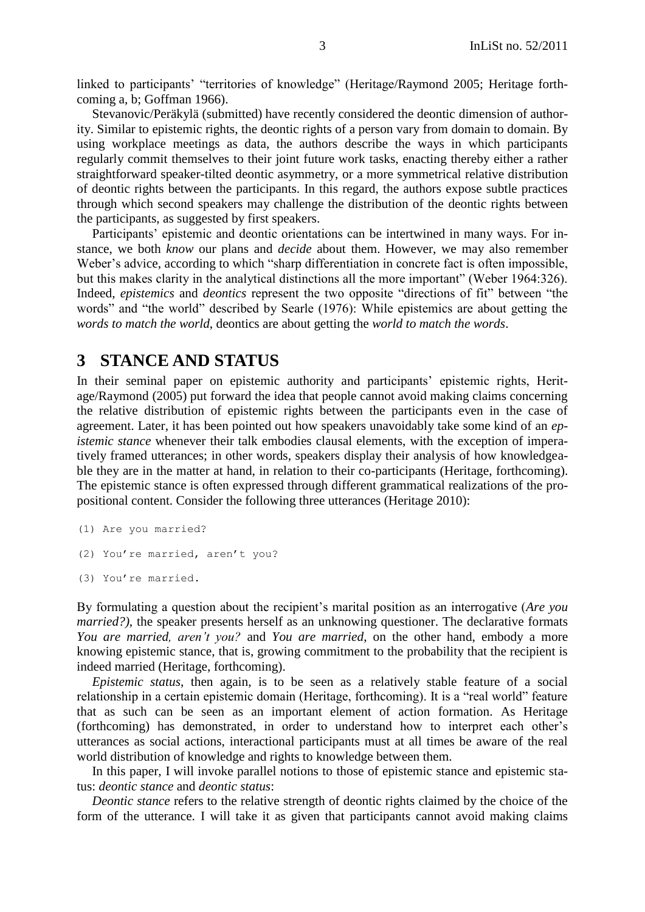linked to participants' "territories of knowledge" (Heritage/Raymond 2005; Heritage forthcoming a, b; Goffman 1966).

Stevanovic/Peräkylä (submitted) have recently considered the deontic dimension of authority. Similar to epistemic rights, the deontic rights of a person vary from domain to domain. By using workplace meetings as data, the authors describe the ways in which participants regularly commit themselves to their joint future work tasks, enacting thereby either a rather straightforward speaker-tilted deontic asymmetry, or a more symmetrical relative distribution of deontic rights between the participants. In this regard, the authors expose subtle practices through which second speakers may challenge the distribution of the deontic rights between the participants, as suggested by first speakers.

Participants' epistemic and deontic orientations can be intertwined in many ways. For instance, we both *know* our plans and *decide* about them. However, we may also remember Weber's advice, according to which "sharp differentiation in concrete fact is often impossible, but this makes clarity in the analytical distinctions all the more important" (Weber 1964:326). Indeed, *epistemics* and *deontics* represent the two opposite "directions of fit" between "the words" and "the world" described by Searle (1976): While epistemics are about getting the *words to match the world*, deontics are about getting the *world to match the words*.

## 3 STANCE AND STATUS

In their seminal paper on epistemic authority and participants' epistemic rights, Heritage/Raymond (2005) put forward the idea that people cannot avoid making claims concerning the relative distribution of epistemic rights between the participants even in the case of agreement. Later, it has been pointed out how speakers unavoidably take some kind of an *epistemic stance* whenever their talk embodies clausal elements, with the exception of imperatively framed utterances; in other words, speakers display their analysis of how knowledgeable they are in the matter at hand, in relation to their co-participants (Heritage, forthcoming). The epistemic stance is often expressed through different grammatical realizations of the propositional content. Consider the following three utterances (Heritage 2010):

```
(1) Are you married?
(2) You're married, aren't you?
(3) You're married.
```

By formulating a question about the recipient's marital position as an interrogative (*Are you married?)*, the speaker presents herself as an unknowing questioner. The declarative formats *You are married, aren't you?* and *You are married*, on the other hand, embody a more knowing epistemic stance, that is, growing commitment to the probability that the recipient is indeed married (Heritage, forthcoming).

*Epistemic status*, then again, is to be seen as a relatively stable feature of a social relationship in a certain epistemic domain (Heritage, forthcoming). It is a "real world" feature that as such can be seen as an important element of action formation. As Heritage (forthcoming) has demonstrated, in order to understand how to interpret each other's utterances as social actions, interactional participants must at all times be aware of the real world distribution of knowledge and rights to knowledge between them.

In this paper, I will invoke parallel notions to those of epistemic stance and epistemic status: *deontic stance* and *deontic status*:

*Deontic stance* refers to the relative strength of deontic rights claimed by the choice of the form of the utterance. I will take it as given that participants cannot avoid making claims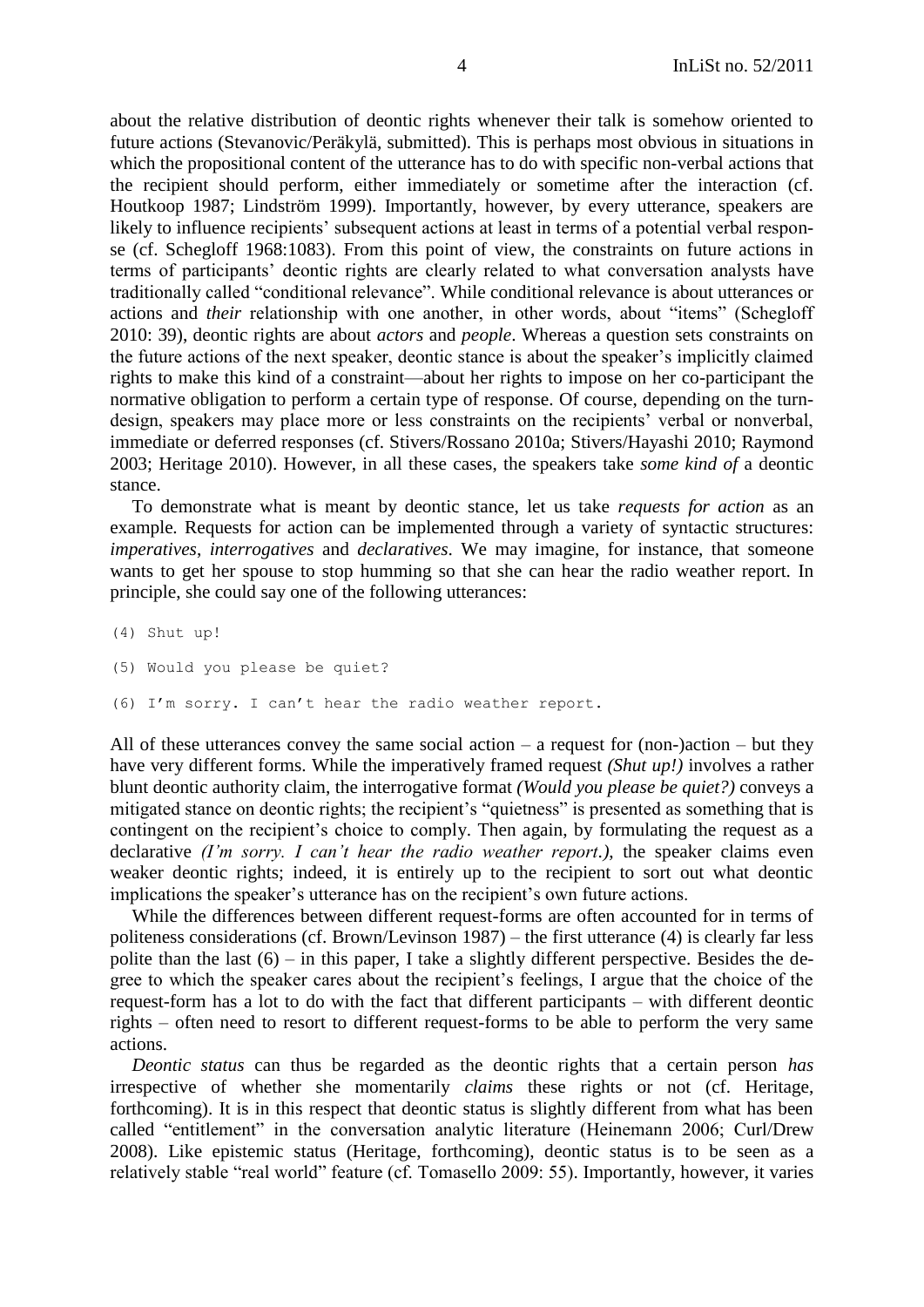about the relative distribution of deontic rights whenever their talk is somehow oriented to future actions (Stevanovic/Peräkylä, submitted). This is perhaps most obvious in situations in which the propositional content of the utterance has to do with specific non-verbal actions that the recipient should perform, either immediately or sometime after the interaction (cf. Houtkoop 1987; Lindström 1999). Importantly, however, by every utterance, speakers are likely to influence recipients' subsequent actions at least in terms of a potential verbal response (cf. Schegloff 1968:1083). From this point of view, the constraints on future actions in terms of participants' deontic rights are clearly related to what conversation analysts have traditionally called "conditional relevance". While conditional relevance is about utterances or actions and *their* relationship with one another, in other words, about "items" (Schegloff 2010: 39), deontic rights are about *actors* and *people*. Whereas a question sets constraints on the future actions of the next speaker, deontic stance is about the speaker's implicitly claimed rights to make this kind of a constraint—about her rights to impose on her co-participant the normative obligation to perform a certain type of response. Of course, depending on the turn-design, speakers may place more or less constraints on the recipients' verbal or nonverbal, immediate or deferred responses (cf. Stivers/Rossano 2010a; Stivers/Hayashi 2010; Raymond 2003; Heritage 2010). However, in all these cases, the speakers take *some kind of* a deontic stance.

To demonstrate what is meant by deontic stance, let us take *requests for action* as an example. Requests for action can be implemented through a variety of syntactic structures: *imperatives*, *interrogatives* and *declaratives*. We may imagine, for instance, that someone wants to get her spouse to stop humming so that she can hear the radio weather report. In principle, she could say one of the following utterances:

```
(4) Shut up!

(5) Would you please be quiet?

(6) I'm sorry. I can't hear the radio weather report.
```

All of these utterances convey the same social action – a request for (non-)action – but they have very different forms. While the imperatively framed request *(Shut up!)* involves a rather blunt deontic authority claim, the interrogative format *(Would you please be quiet?)* conveys a mitigated stance on deontic rights; the recipient's "quietness" is presented as something that is contingent on the recipient's choice to comply. Then again, by formulating the request as a declarative *(I'm sorry. I can't hear the radio weather report.)*, the speaker claims even weaker deontic rights; indeed, it is entirely up to the recipient to sort out what deontic implications the speaker's utterance has on the recipient's own future actions.

While the differences between different request-forms are often accounted for in terms of politeness considerations (cf. Brown/Levinson 1987) – the first utterance (4) is clearly far less polite than the last (6) – in this paper, I take a slightly different perspective. Besides the degree to which the speaker cares about the recipient's feelings, I argue that the choice of the request-form has a lot to do with the fact that different participants – with different deontic rights – often need to resort to different request-forms to be able to perform the very same actions.

*Deontic status* can thus be regarded as the deontic rights that a certain person *has* irrespective of whether she momentarily *claims* these rights or not (cf. Heritage, forthcoming). It is in this respect that deontic status is slightly different from what has been called "entitlement" in the conversation analytic literature (Heinemann 2006; Curl/Drew 2008). Like epistemic status (Heritage, forthcoming), deontic status is to be seen as a relatively stable "real world" feature (cf. Tomasello 2009: 55). Importantly, however, it varies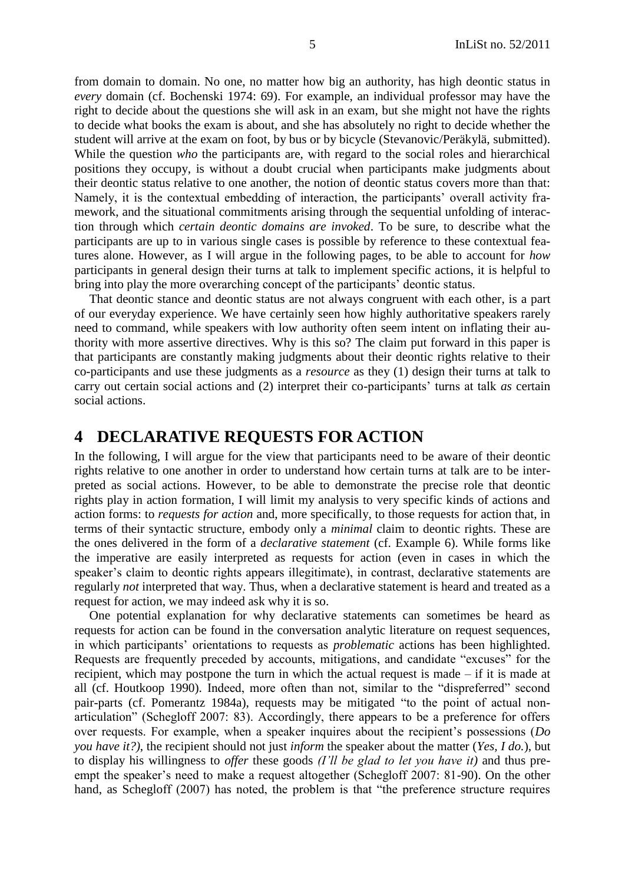from domain to domain. No one, no matter how big an authority, has high deontic status in *every* domain (cf. Bochenski 1974: 69). For example, an individual professor may have the right to decide about the questions she will ask in an exam, but she might not have the rights to decide what books the exam is about, and she has absolutely no right to decide whether the student will arrive at the exam on foot, by bus or by bicycle (Stevanovic/Peräkylä, submitted). While the question *who* the participants are, with regard to the social roles and hierarchical positions they occupy, is without a doubt crucial when participants make judgments about their deontic status relative to one another, the notion of deontic status covers more than that: Namely, it is the contextual embedding of interaction, the participants' overall activity framework, and the situational commitments arising through the sequential unfolding of interaction through which *certain deontic domains are invoked*. To be sure, to describe what the participants are up to in various single cases is possible by reference to these contextual features alone. However, as I will argue in the following pages, to be able to account for *how* participants in general design their turns at talk to implement specific actions, it is helpful to bring into play the more overarching concept of the participants' deontic status.

That deontic stance and deontic status are not always congruent with each other, is a part of our everyday experience. We have certainly seen how highly authoritative speakers rarely need to command, while speakers with low authority often seem intent on inflating their authority with more assertive directives. Why is this so? The claim put forward in this paper is that participants are constantly making judgments about their deontic rights relative to their co-participants and use these judgments as a *resource* as they (1) design their turns at talk to carry out certain social actions and (2) interpret their co-participants' turns at talk *as* certain social actions.

# 4 DECLARATIVE REQUESTS FOR ACTION

In the following, I will argue for the view that participants need to be aware of their deontic rights relative to one another in order to understand how certain turns at talk are to be interpreted as social actions. However, to be able to demonstrate the precise role that deontic rights play in action formation, I will limit my analysis to very specific kinds of actions and action forms: to *requests for action* and, more specifically, to those requests for action that, in terms of their syntactic structure, embody only a *minimal* claim to deontic rights. These are the ones delivered in the form of a *declarative statement* (cf. Example 6). While forms like the imperative are easily interpreted as requests for action (even in cases in which the speaker's claim to deontic rights appears illegitimate), in contrast, declarative statements are regularly *not* interpreted that way. Thus, when a declarative statement is heard and treated as a request for action, we may indeed ask why it is so.

One potential explanation for why declarative statements can sometimes be heard as requests for action can be found in the conversation analytic literature on request sequences, in which participants' orientations to requests as *problematic* actions has been highlighted. Requests are frequently preceded by accounts, mitigations, and candidate "excuses" for the recipient, which may postpone the turn in which the actual request is made – if it is made at all (cf. Houtkoop 1990). Indeed, more often than not, similar to the "dispreferred" second pair-parts (cf. Pomerantz 1984a), requests may be mitigated "to the point of actual non-articulation" (Schegloff 2007: 83). Accordingly, there appears to be a preference for offers over requests. For example, when a speaker inquires about the recipient's possessions (*Do you have it?)*, the recipient should not just *inform* the speaker about the matter (*Yes, I do.*), but to display his willingness to *offer* these goods *(I'll be glad to let you have it)* and thus preempt the speaker's need to make a request altogether (Schegloff 2007: 81-90). On the other hand, as Schegloff (2007) has noted, the problem is that "the preference structure requires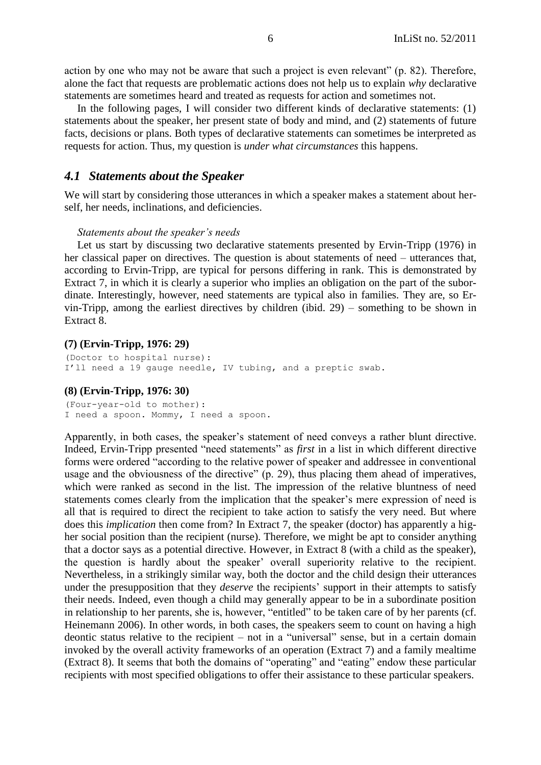action by one who may not be aware that such a project is even relevant" (p. 82). Therefore, alone the fact that requests are problematic actions does not help us to explain *why* declarative statements are sometimes heard and treated as requests for action and sometimes not.

In the following pages, I will consider two different kinds of declarative statements: (1) statements about the speaker, her present state of body and mind, and (2) statements of future facts, decisions or plans. Both types of declarative statements can sometimes be interpreted as requests for action. Thus, my question is *under what circumstances* this happens.

### *4.1 Statements about the Speaker*

We will start by considering those utterances in which a speaker makes a statement about herself, her needs, inclinations, and deficiencies.

*Statements about the speaker's needs*

Let us start by discussing two declarative statements presented by Ervin-Tripp (1976) in her classical paper on directives. The question is about statements of need – utterances that, according to Ervin-Tripp, are typical for persons differing in rank. This is demonstrated by Extract 7, in which it is clearly a superior who implies an obligation on the part of the subordinate. Interestingly, however, need statements are typical also in families. They are, so Ervin-Tripp, among the earliest directives by children (ibid. 29) – something to be shown in Extract 8.

**(7) (Ervin-Tripp, 1976: 29)**

```
(Doctor to hospital nurse):
I'll need a 19 gauge needle, IV tubing, and a preptic swab.
```

**(8) (Ervin-Tripp, 1976: 30)**

```
(Four-year-old to mother):
I need a spoon. Mommy, I need a spoon.
```

Apparently, in both cases, the speaker's statement of need conveys a rather blunt directive. Indeed, Ervin-Tripp presented "need statements" as *first* in a list in which different directive forms were ordered "according to the relative power of speaker and addressee in conventional usage and the obviousness of the directive" (p. 29), thus placing them ahead of imperatives, which were ranked as second in the list. The impression of the relative bluntness of need statements comes clearly from the implication that the speaker's mere expression of need is all that is required to direct the recipient to take action to satisfy the very need. But where does this *implication* then come from? In Extract 7, the speaker (doctor) has apparently a higher social position than the recipient (nurse). Therefore, we might be apt to consider anything that a doctor says as a potential directive. However, in Extract 8 (with a child as the speaker), the question is hardly about the speaker' overall superiority relative to the recipient. Nevertheless, in a strikingly similar way, both the doctor and the child design their utterances under the presupposition that they *deserve* the recipients' support in their attempts to satisfy their needs. Indeed, even though a child may generally appear to be in a subordinate position in relationship to her parents, she is, however, "entitled" to be taken care of by her parents (cf. Heinemann 2006). In other words, in both cases, the speakers seem to count on having a high deontic status relative to the recipient – not in a "universal" sense, but in a certain domain invoked by the overall activity frameworks of an operation (Extract 7) and a family mealtime (Extract 8). It seems that both the domains of "operating" and "eating" endow these particular recipients with most specified obligations to offer their assistance to these particular speakers.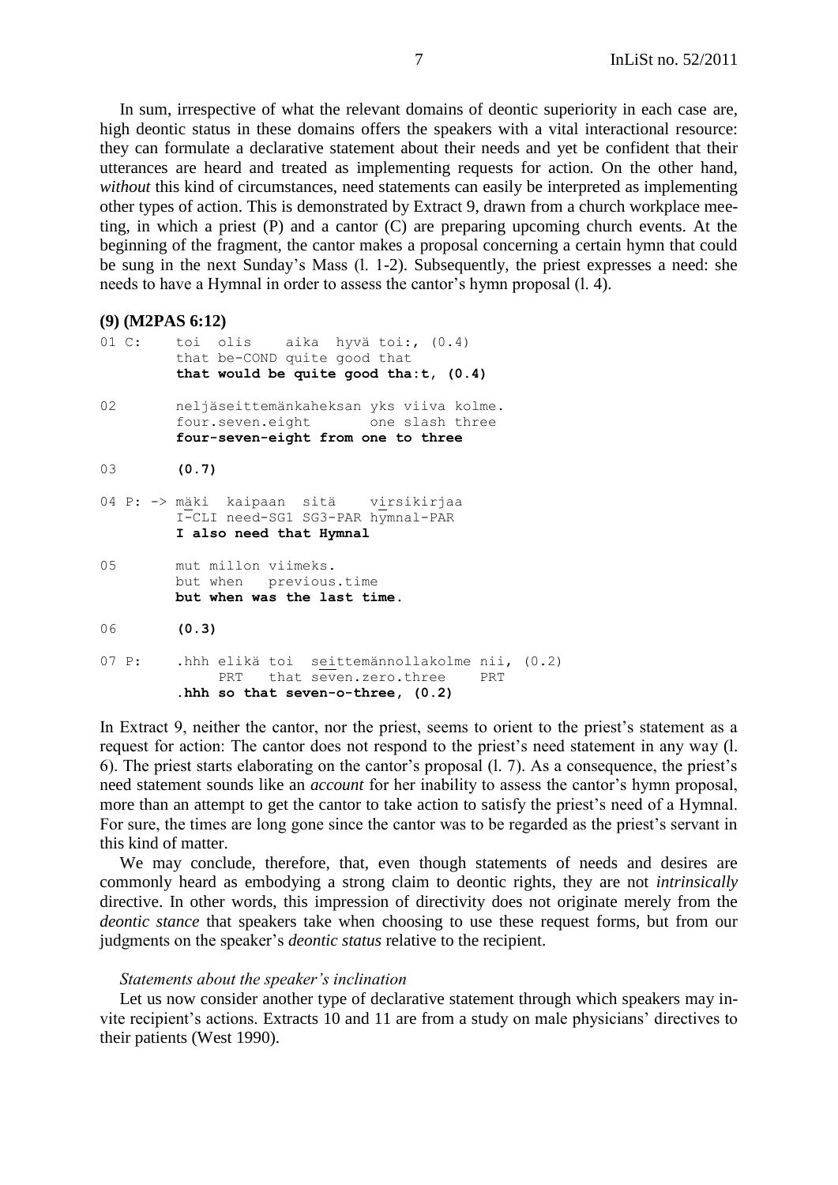In sum, irrespective of what the relevant domains of deontic superiority in each case are, high deontic status in these domains offers the speakers with a vital interactional resource: they can formulate a declarative statement about their needs and yet be confident that their utterances are heard and treated as implementing requests for action. On the other hand, *without* this kind of circumstances, need statements can easily be interpreted as implementing other types of action. This is demonstrated by Extract 9, drawn from a church workplace meeting, in which a priest (P) and a cantor (C) are preparing upcoming church events. At the beginning of the fragment, the cantor makes a proposal concerning a certain hymn that could be sung in the next Sunday's Mass (l. 1-2). Subsequently, the priest expresses a need: she needs to have a Hymnal in order to assess the cantor's hymn proposal (l. 4).

**(9) (M2PAS 6:12)**

```
01 C:      toi  olis    aika  hyvä toi:, (0.4)
           that be-COND quite good that
           that would be quite good tha:t, (0.4)

02         neljäseittemänkaheksan yks viiva kolme.
           four.seven.eight       one slash three
           four-seven-eight from one to three

03         (0.7)

04 P: ->   mäki  kaipaan  sitä    virsikirjaa
           I-CLI need-SG1 SG3-PAR hymnal-PAR
           I also need that Hymnal

05         mut millon viimeks.
           but when   previous.time
           but when was the last time.

06         (0.3)

07 P:      .hhh elikä toi  seittemännollakolme nii, (0.2)
                PRT   that seven.zero.three    PRT
           .hhh so that seven-o-three, (0.2)
```

In Extract 9, neither the cantor, nor the priest, seems to orient to the priest's statement as a request for action: The cantor does not respond to the priest's need statement in any way (l. 6). The priest starts elaborating on the cantor's proposal (l. 7). As a consequence, the priest's need statement sounds like an *account* for her inability to assess the cantor's hymn proposal, more than an attempt to get the cantor to take action to satisfy the priest's need of a Hymnal. For sure, the times are long gone since the cantor was to be regarded as the priest's servant in this kind of matter.

We may conclude, therefore, that, even though statements of needs and desires are commonly heard as embodying a strong claim to deontic rights, they are not *intrinsically* directive. In other words, this impression of directivity does not originate merely from the *deontic stance* that speakers take when choosing to use these request forms, but from our judgments on the speaker's *deontic status* relative to the recipient.

*Statements about the speaker's inclination*

Let us now consider another type of declarative statement through which speakers may invite recipient's actions. Extracts 10 and 11 are from a study on male physicians' directives to their patients (West 1990).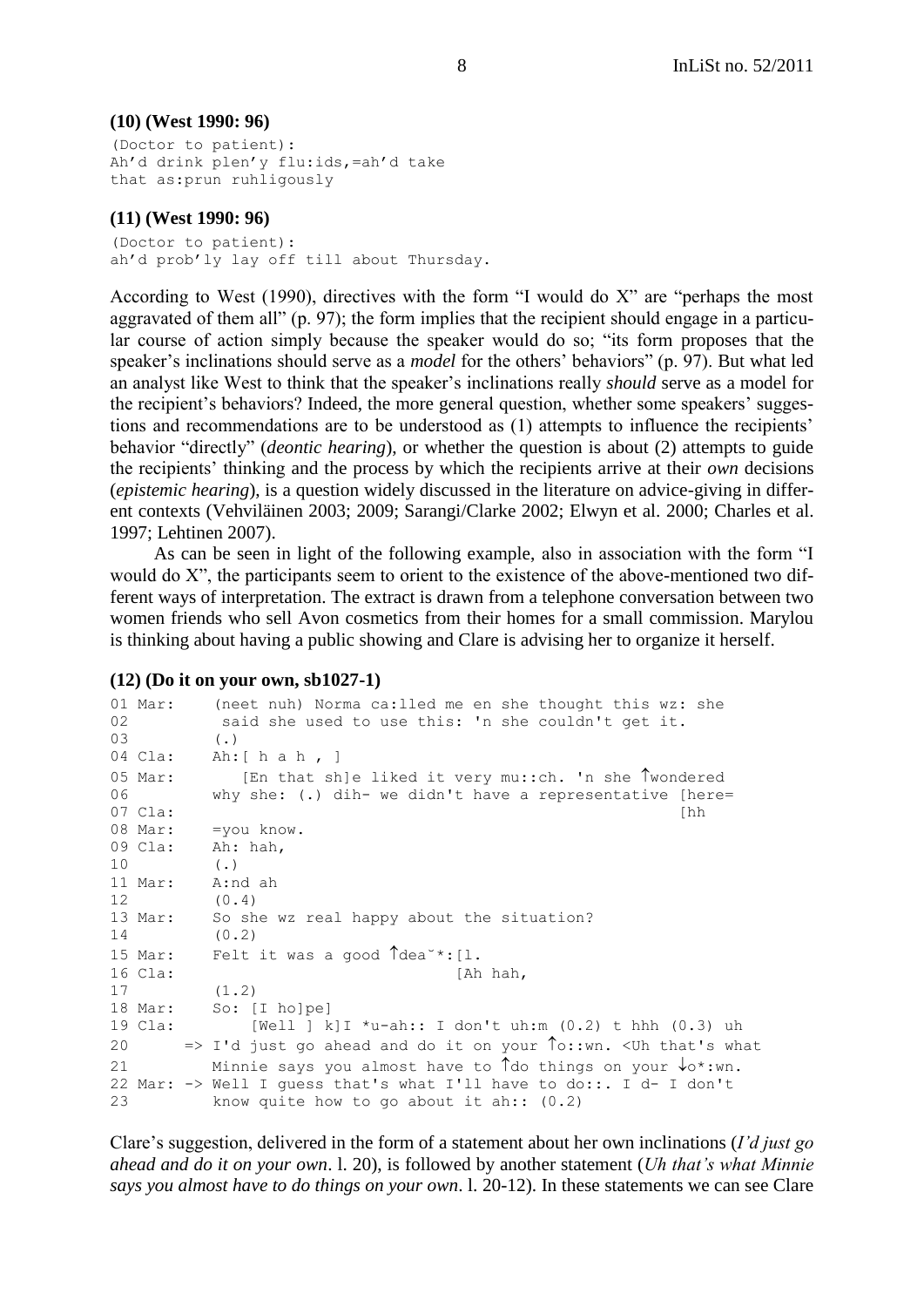**(10) (West 1990: 96)**

```
(Doctor to patient):
Ah'd drink plen'y flu:ids,=ah'd take
that as:prun ruhligously
```

**(11) (West 1990: 96)**

```
(Doctor to patient):
ah'd prob'ly lay off till about Thursday.
```

According to West (1990), directives with the form "I would do X" are "perhaps the most aggravated of them all" (p. 97); the form implies that the recipient should engage in a particular course of action simply because the speaker would do so; "its form proposes that the speaker's inclinations should serve as a *model* for the others' behaviors" (p. 97). But what led an analyst like West to think that the speaker's inclinations really *should* serve as a model for the recipient's behaviors? Indeed, the more general question, whether some speakers' suggestions and recommendations are to be understood as (1) attempts to influence the recipients' behavior "directly" (*deontic hearing*), or whether the question is about (2) attempts to guide the recipients' thinking and the process by which the recipients arrive at their *own* decisions (*epistemic hearing*), is a question widely discussed in the literature on advice-giving in different contexts (Vehviläinen 2003; 2009; Sarangi/Clarke 2002; Elwyn et al. 2000; Charles et al. 1997; Lehtinen 2007).

As can be seen in light of the following example, also in association with the form "I would do X", the participants seem to orient to the existence of the above-mentioned two different ways of interpretation. The extract is drawn from a telephone conversation between two women friends who sell Avon cosmetics from their homes for a small commission. Marylou is thinking about having a public showing and Clare is advising her to organize it herself.

**(12) (Do it on your own, sb1027-1)**

```
01 Mar:    (neet nuh) Norma ca:lled me en she thought this wz: she
02          said she used to use this: 'n she couldn't get it.
03         (.)
04 Cla:    Ah:[ h a h , ]
05 Mar:       [En that sh]e liked it very mu::ch. 'n she ↑wondered
06         why she: (.) dih- we didn't have a representative [here=
07 Cla:                                                      [hh
08 Mar:    =you know.
09 Cla:    Ah: hah,
10         (.)
11 Mar:    A:nd ah
12         (0.4)
13 Mar:    So she wz real happy about the situation?
14         (0.2)
15 Mar:    Felt it was a good ↑dea˘*:[l.
16 Cla:                              [Ah hah,
17         (1.2)
18 Mar:    So: [I ho]pe]
19 Cla:        [Well ] k]I *u-ah:: I don't uh:m (0.2) t hhh (0.3) uh
20      => I'd just go ahead and do it on your ↑o::wn. <Uh that's what
21         Minnie says you almost have to ↑do things on your ↓o*:wn.
22 Mar: -> Well I guess that's what I'll have to do::. I d- I don't
23         know quite how to go about it ah:: (0.2)
```

Clare's suggestion, delivered in the form of a statement about her own inclinations (*I'd just go ahead and do it on your own*. l. 20), is followed by another statement (*Uh that's what Minnie says you almost have to do things on your own*. l. 20-12). In these statements we can see Clare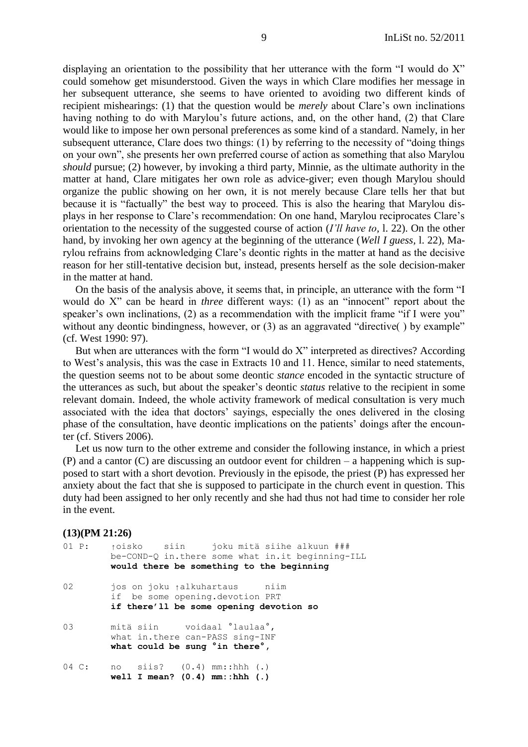displaying an orientation to the possibility that her utterance with the form "I would do X" could somehow get misunderstood. Given the ways in which Clare modifies her message in her subsequent utterance, she seems to have oriented to avoiding two different kinds of recipient mishearings: (1) that the question would be *merely* about Clare's own inclinations having nothing to do with Marylou's future actions, and, on the other hand, (2) that Clare would like to impose her own personal preferences as some kind of a standard. Namely, in her subsequent utterance, Clare does two things: (1) by referring to the necessity of "doing things on your own", she presents her own preferred course of action as something that also Marylou *should* pursue; (2) however, by invoking a third party, Minnie, as the ultimate authority in the matter at hand, Clare mitigates her own role as advice-giver; even though Marylou should organize the public showing on her own, it is not merely because Clare tells her that but because it is "factually" the best way to proceed. This is also the hearing that Marylou displays in her response to Clare's recommendation: On one hand, Marylou reciprocates Clare's orientation to the necessity of the suggested course of action (*I'll have to*, l. 22). On the other hand, by invoking her own agency at the beginning of the utterance (*Well I guess*, l. 22), Marylou refrains from acknowledging Clare's deontic rights in the matter at hand as the decisive reason for her still-tentative decision but, instead, presents herself as the sole decision-maker in the matter at hand.

On the basis of the analysis above, it seems that, in principle, an utterance with the form "I would do X" can be heard in *three* different ways: (1) as an "innocent" report about the speaker's own inclinations, (2) as a recommendation with the implicit frame "if I were you" without any deontic bindingness, however, or (3) as an aggravated "directive( ) by example" (cf. West 1990: 97).

But when are utterances with the form "I would do X" interpreted as directives? According to West's analysis, this was the case in Extracts 10 and 11. Hence, similar to need statements, the question seems not to be about some deontic *stance* encoded in the syntactic structure of the utterances as such, but about the speaker's deontic *status* relative to the recipient in some relevant domain. Indeed, the whole activity framework of medical consultation is very much associated with the idea that doctors' sayings, especially the ones delivered in the closing phase of the consultation, have deontic implications on the patients' doings after the encounter (cf. Stivers 2006).

Let us now turn to the other extreme and consider the following instance, in which a priest (P) and a cantor (C) are discussing an outdoor event for children – a happening which is supposed to start with a short devotion. Previously in the episode, the priest (P) has expressed her anxiety about the fact that she is supposed to participate in the church event in question. This duty had been assigned to her only recently and she had thus not had time to consider her role in the event.

**(13)(PM 21:26)**

```
01 P:   ↑oisko    siin     joku mitä siihe alkuun ###
        be-COND-Q in.there some what in.it beginning-ILL
        would there be something to the beginning

02      jos on joku ↑alkuhartaus     niim
        if  be some opening.devotion PRT
        if there'll be some opening devotion so

03      mitä siin     voidaal °laulaa°,
        what in.there can-PASS sing-INF
        what could be sung °in there°,

04 C:   no   siis?   (0.4) mm::hhh (.)
        well I mean? (0.4) mm::hhh (.)
```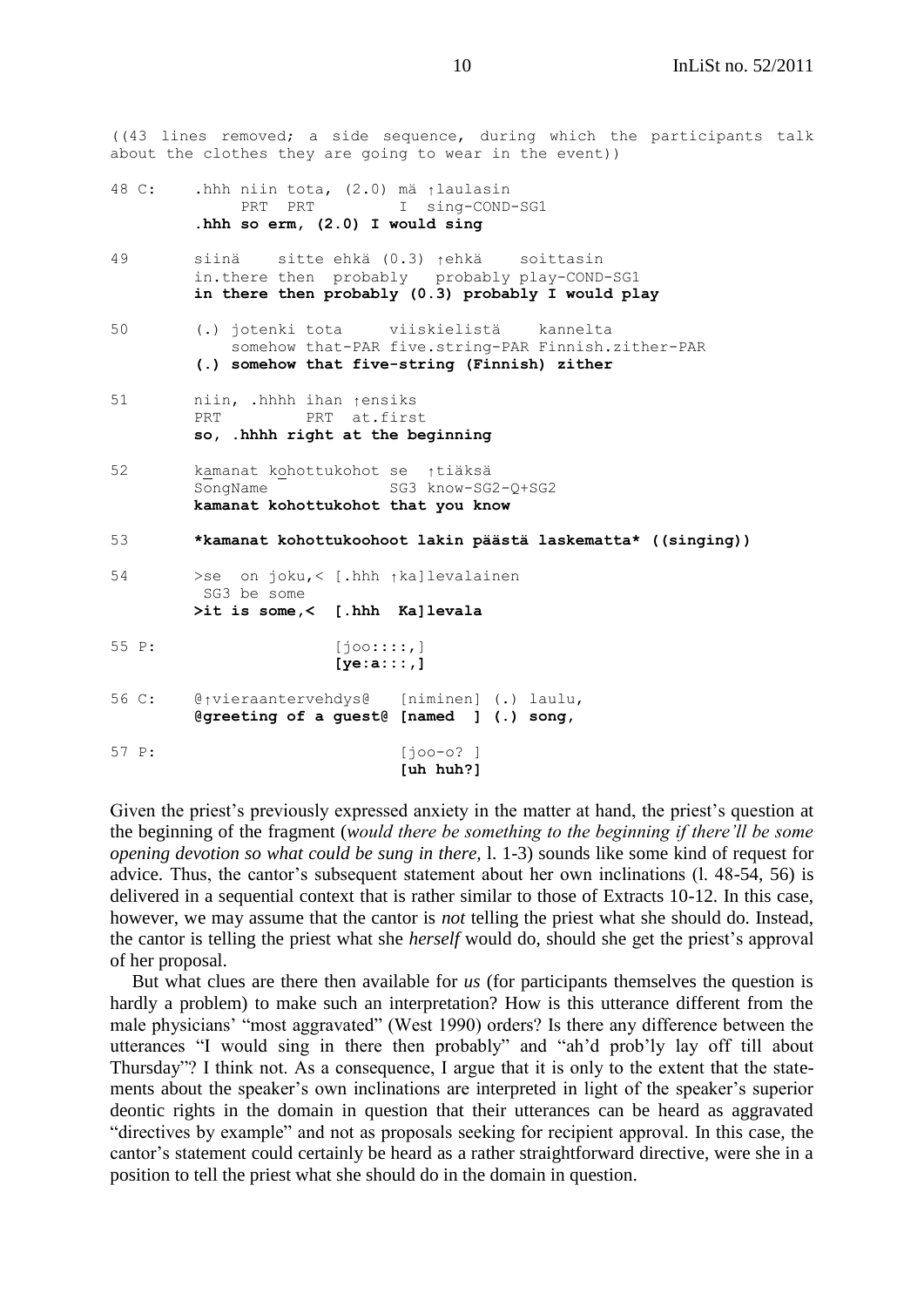```
((43 lines removed; a side sequence, during which the participants talk
about the clothes they are going to wear in the event))

48 C:    .hhh niin tota, (2.0) mä ↑laulasin
              PRT  PRT          I  sing-COND-SG1
         .hhh so erm, (2.0) I would sing

49       siinä    sitte ehkä (0.3) ↑ehkä    soittasin
         in.there then  probably   probably play-COND-SG1
         in there then probably (0.3) probably I would play

50       (.) jotenki tota     viiskielistä    kannelta
             somehow that-PAR five.string-PAR Finnish.zither-PAR
         (.) somehow that five-string (Finnish) zither

51       niin, .hhhh ihan ↑ensiks
         PRT         PRT  at.first
         so, .hhhh right at the beginning

52       kamanat kohottukohot se  ↑tiäksä
         SongName             SG3 know-SG2-Q+SG2
         kamanat kohottukohot that you know

53       *kamanat kohottukoohoot lakin päästä laskematta* ((singing))

54       >se  on joku,< [.hhh ↑ka]levalainen
          SG3 be some
         >it is some,<  [.hhh  Ka]levala

55 P:                   [joo::::,]
                        [ye:a:::,]

56 C:    @↑vieraantervehdys@   [niminen] (.) laulu,
         @greeting of a guest@ [named  ] (.) song,

57 P:                          [joo-o? ]
                               [uh huh?]
```

Given the priest's previously expressed anxiety in the matter at hand, the priest's question at the beginning of the fragment (*would there be something to the beginning if there'll be some opening devotion so what could be sung in there*, l. 1-3) sounds like some kind of request for advice. Thus, the cantor's subsequent statement about her own inclinations (l. 48-54, 56) is delivered in a sequential context that is rather similar to those of Extracts 10-12. In this case, however, we may assume that the cantor is *not* telling the priest what she should do. Instead, the cantor is telling the priest what she *herself* would do, should she get the priest's approval of her proposal.

But what clues are there then available for *us* (for participants themselves the question is hardly a problem) to make such an interpretation? How is this utterance different from the male physicians' "most aggravated" (West 1990) orders? Is there any difference between the utterances "I would sing in there then probably" and "ah'd prob'ly lay off till about Thursday"? I think not. As a consequence, I argue that it is only to the extent that the statements about the speaker's own inclinations are interpreted in light of the speaker's superior deontic rights in the domain in question that their utterances can be heard as aggravated "directives by example" and not as proposals seeking for recipient approval. In this case, the cantor's statement could certainly be heard as a rather straightforward directive, were she in a position to tell the priest what she should do in the domain in question.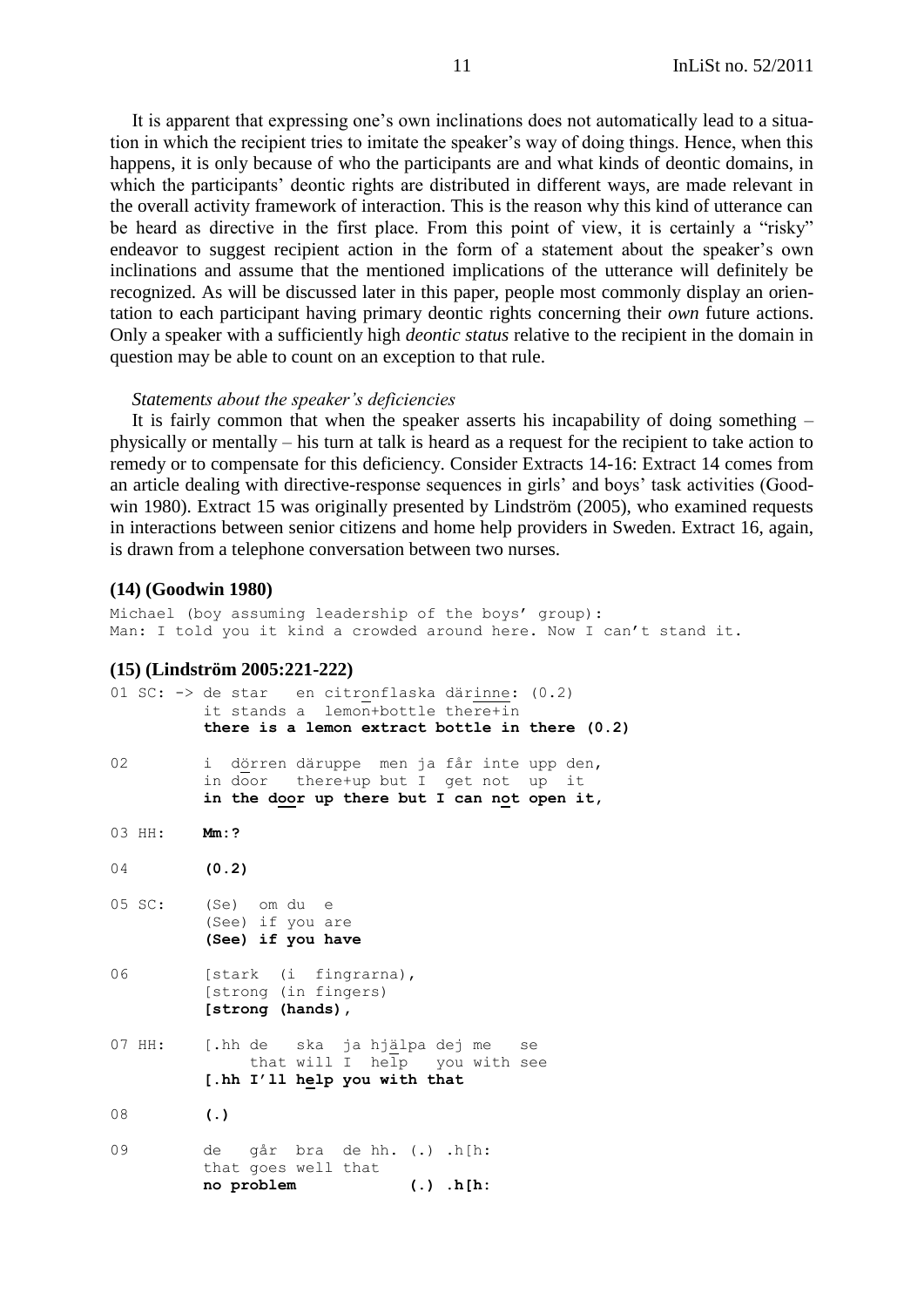It is apparent that expressing one's own inclinations does not automatically lead to a situation in which the recipient tries to imitate the speaker's way of doing things. Hence, when this happens, it is only because of who the participants are and what kinds of deontic domains, in which the participants' deontic rights are distributed in different ways, are made relevant in the overall activity framework of interaction. This is the reason why this kind of utterance can be heard as directive in the first place. From this point of view, it is certainly a "risky" endeavor to suggest recipient action in the form of a statement about the speaker's own inclinations and assume that the mentioned implications of the utterance will definitely be recognized. As will be discussed later in this paper, people most commonly display an orientation to each participant having primary deontic rights concerning their *own* future actions. Only a speaker with a sufficiently high *deontic status* relative to the recipient in the domain in question may be able to count on an exception to that rule.

*Statements about the speaker's deficiencies*

It is fairly common that when the speaker asserts his incapability of doing something – physically or mentally – his turn at talk is heard as a request for the recipient to take action to remedy or to compensate for this deficiency. Consider Extracts 14-16: Extract 14 comes from an article dealing with directive-response sequences in girls' and boys' task activities (Goodwin 1980). Extract 15 was originally presented by Lindström (2005), who examined requests in interactions between senior citizens and home help providers in Sweden. Extract 16, again, is drawn from a telephone conversation between two nurses.

**(14) (Goodwin 1980)**

```
Michael (boy assuming leadership of the boys' group):
Man: I told you it kind a crowded around here. Now I can't stand it.
```

**(15) (Lindström 2005:221-222)**

```
01 SC: -> de star   en citronflaska därinne: (0.2)
          it stands a  lemon+bottle there+in
          there is a lemon extract bottle in there (0.2)

02        i  dörren däruppe  men ja får inte upp den,
          in door   there+up but I  get not  up  it
          in the door up there but I can not open it,

03 HH:    Mm:?

04        (0.2)

05 SC:    (Se)  om du  e
          (See) if you are
          (See) if you have

06        [stark  (i  fingrarna),
          [strong (in fingers)
          [strong (hands),

07 HH:    [.hh de   ska  ja hjälpa dej me   se
               that will I  help   you with see
          [.hh I'll help you with that

08        (.)

09        de   går  bra  de hh. (.) .h[h:
          that goes well that
          no problem            (.) .h[h:
```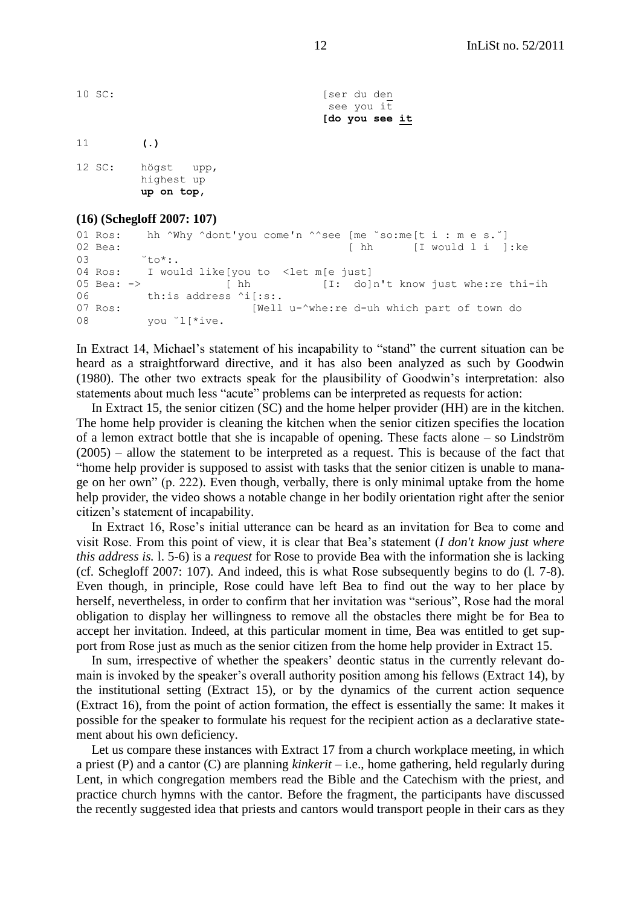```
10 SC:                                  [ser du den
                                         see you it
                                        [do you see it

11        (.)

12 SC:    högst   upp,
          highest up
          up on top,
```

**(16) (Schegloff 2007: 107)**

```
01 Ros:    hh ^Why ^dont'you come'n ^^see [me ˘so:me[t i : m e s.˘]
02 Bea:                                   [ hh      [I would l i  ]:ke
03         ˘to*:.
04 Ros:    I would like[you to  <let m[e just]
05 Bea: ->             [ hh          [I:  do]n't know just whe:re thi-ih
06         th:is address ^i[:s:.
07 Ros:                    [Well u-^whe:re d-uh which part of town do
08         you ˘l[*ive.
```

In Extract 14, Michael's statement of his incapability to "stand" the current situation can be heard as a straightforward directive, and it has also been analyzed as such by Goodwin (1980). The other two extracts speak for the plausibility of Goodwin's interpretation: also statements about much less "acute" problems can be interpreted as requests for action:

In Extract 15, the senior citizen (SC) and the home helper provider (HH) are in the kitchen. The home help provider is cleaning the kitchen when the senior citizen specifies the location of a lemon extract bottle that she is incapable of opening. These facts alone – so Lindström (2005) – allow the statement to be interpreted as a request. This is because of the fact that "home help provider is supposed to assist with tasks that the senior citizen is unable to manage on her own" (p. 222). Even though, verbally, there is only minimal uptake from the home help provider, the video shows a notable change in her bodily orientation right after the senior citizen's statement of incapability.

In Extract 16, Rose's initial utterance can be heard as an invitation for Bea to come and visit Rose. From this point of view, it is clear that Bea's statement (*I don't know just where this address is.* l. 5-6) is a *request* for Rose to provide Bea with the information she is lacking (cf. Schegloff 2007: 107). And indeed, this is what Rose subsequently begins to do (l. 7-8). Even though, in principle, Rose could have left Bea to find out the way to her place by herself, nevertheless, in order to confirm that her invitation was "serious", Rose had the moral obligation to display her willingness to remove all the obstacles there might be for Bea to accept her invitation. Indeed, at this particular moment in time, Bea was entitled to get support from Rose just as much as the senior citizen from the home help provider in Extract 15.

In sum, irrespective of whether the speakers' deontic status in the currently relevant domain is invoked by the speaker's overall authority position among his fellows (Extract 14), by the institutional setting (Extract 15), or by the dynamics of the current action sequence (Extract 16), from the point of action formation, the effect is essentially the same: It makes it possible for the speaker to formulate his request for the recipient action as a declarative statement about his own deficiency.

Let us compare these instances with Extract 17 from a church workplace meeting, in which a priest (P) and a cantor (C) are planning *kinkerit* – i.e., home gathering, held regularly during Lent, in which congregation members read the Bible and the Catechism with the priest, and practice church hymns with the cantor. Before the fragment, the participants have discussed the recently suggested idea that priests and cantors would transport people in their cars as they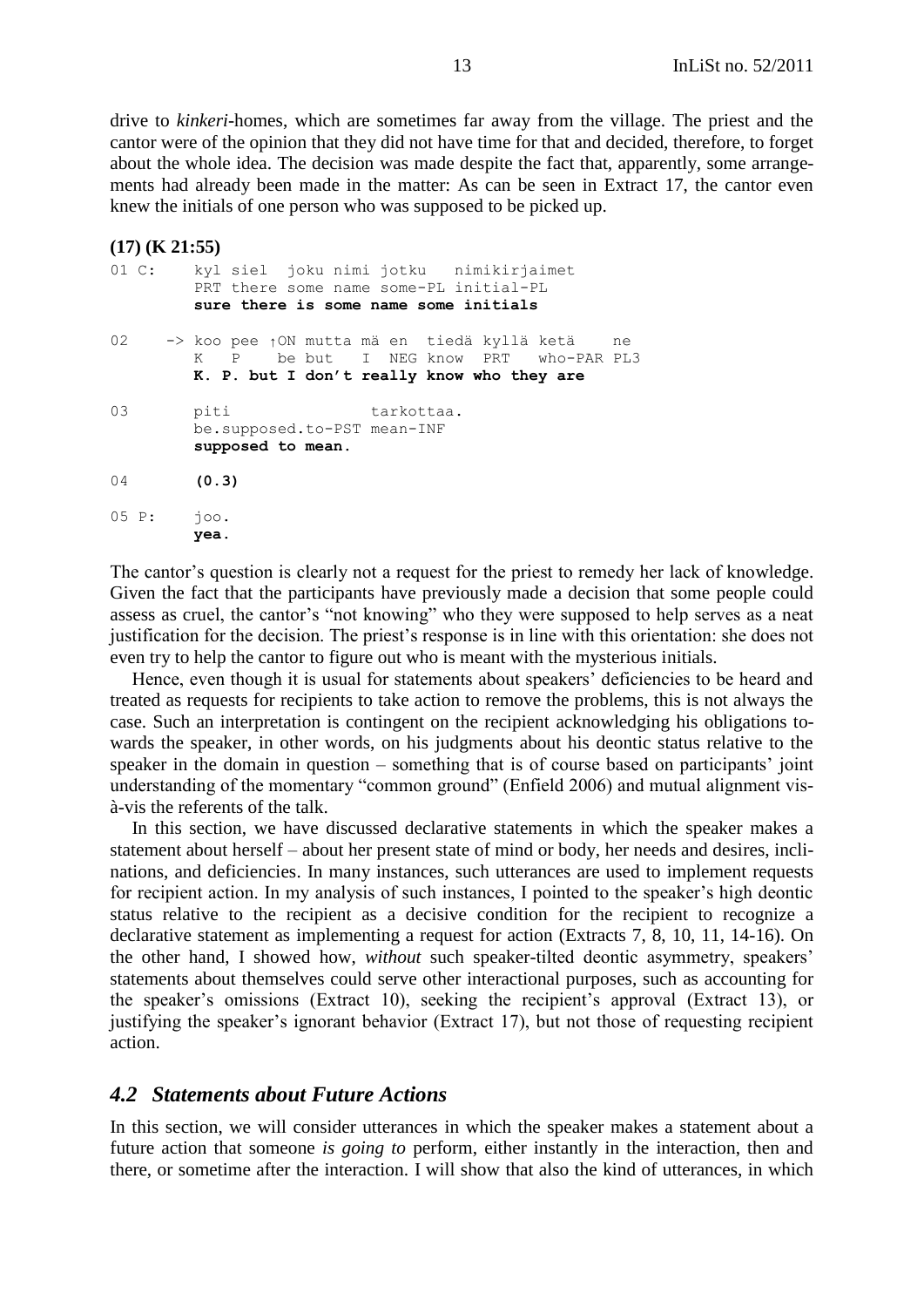drive to *kinkeri*-homes, which are sometimes far away from the village. The priest and the cantor were of the opinion that they did not have time for that and decided, therefore, to forget about the whole idea. The decision was made despite the fact that, apparently, some arrangements had already been made in the matter: As can be seen in Extract 17, the cantor even knew the initials of one person who was supposed to be picked up.

**(17) (K 21:55)**

```
01 C:     kyl siel  joku nimi jotku   nimikirjaimet
          PRT there some name some-PL initial-PL
          sure there is some name some initials

02     -> koo pee ↑ON mutta mä en  tiedä kyllä ketä     ne
          K   P    be but   I  NEG know  PRT   who-PAR PL3
          K. P. but I don't really know who they are

03        piti                tarkottaa.
          be.supposed.to-PST mean-INF
          supposed to mean.

04        (0.3)

05 P:     joo.
          yea.
```

The cantor's question is clearly not a request for the priest to remedy her lack of knowledge. Given the fact that the participants have previously made a decision that some people could assess as cruel, the cantor's "not knowing" who they were supposed to help serves as a neat justification for the decision. The priest's response is in line with this orientation: she does not even try to help the cantor to figure out who is meant with the mysterious initials.

Hence, even though it is usual for statements about speakers' deficiencies to be heard and treated as requests for recipients to take action to remove the problems, this is not always the case. Such an interpretation is contingent on the recipient acknowledging his obligations towards the speaker, in other words, on his judgments about his deontic status relative to the speaker in the domain in question – something that is of course based on participants' joint understanding of the momentary "common ground" (Enfield 2006) and mutual alignment vis-à-vis the referents of the talk.

In this section, we have discussed declarative statements in which the speaker makes a statement about herself – about her present state of mind or body, her needs and desires, inclinations, and deficiencies. In many instances, such utterances are used to implement requests for recipient action. In my analysis of such instances, I pointed to the speaker's high deontic status relative to the recipient as a decisive condition for the recipient to recognize a declarative statement as implementing a request for action (Extracts 7, 8, 10, 11, 14-16). On the other hand, I showed how, *without* such speaker-tilted deontic asymmetry, speakers' statements about themselves could serve other interactional purposes, such as accounting for the speaker's omissions (Extract 10), seeking the recipient's approval (Extract 13), or justifying the speaker's ignorant behavior (Extract 17), but not those of requesting recipient action.

### *4.2 Statements about Future Actions*

In this section, we will consider utterances in which the speaker makes a statement about a future action that someone *is going to* perform, either instantly in the interaction, then and there, or sometime after the interaction. I will show that also the kind of utterances, in which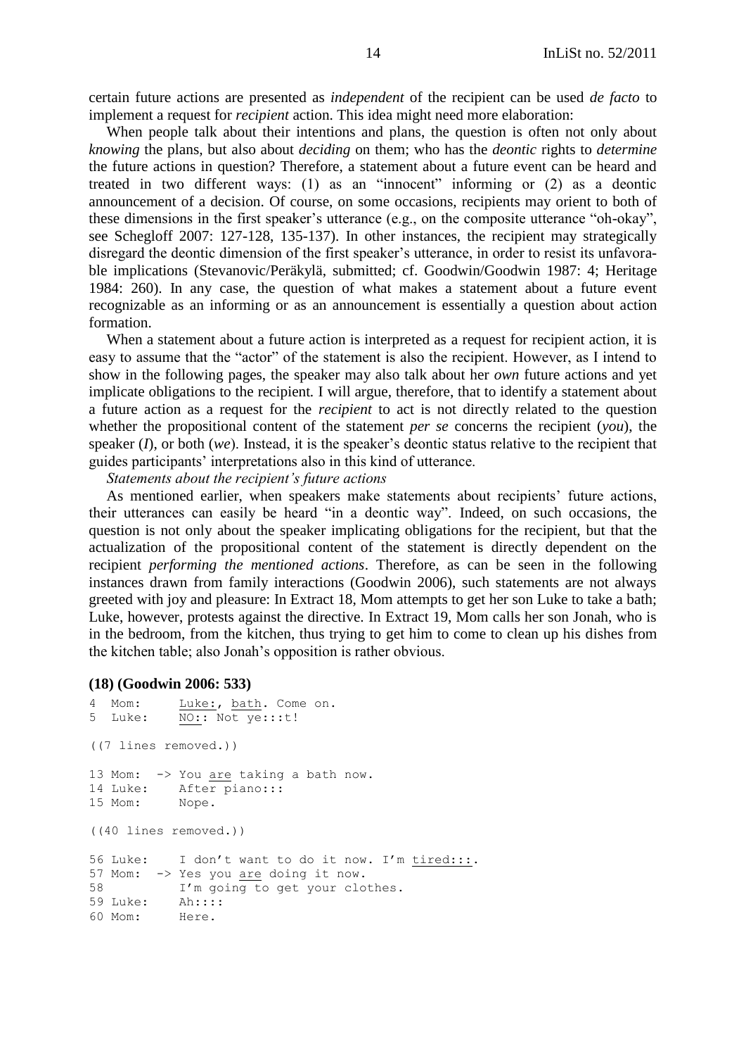certain future actions are presented as *independent* of the recipient can be used *de facto* to implement a request for *recipient* action. This idea might need more elaboration:

When people talk about their intentions and plans, the question is often not only about *knowing* the plans, but also about *deciding* on them; who has the *deontic* rights to *determine* the future actions in question? Therefore, a statement about a future event can be heard and treated in two different ways: (1) as an "innocent" informing or (2) as a deontic announcement of a decision. Of course, on some occasions, recipients may orient to both of these dimensions in the first speaker's utterance (e.g., on the composite utterance "oh-okay", see Schegloff 2007: 127-128, 135-137). In other instances, the recipient may strategically disregard the deontic dimension of the first speaker's utterance, in order to resist its unfavorable implications (Stevanovic/Peräkylä, submitted; cf. Goodwin/Goodwin 1987: 4; Heritage 1984: 260). In any case, the question of what makes a statement about a future event recognizable as an informing or as an announcement is essentially a question about action formation.

When a statement about a future action is interpreted as a request for recipient action, it is easy to assume that the "actor" of the statement is also the recipient. However, as I intend to show in the following pages, the speaker may also talk about her *own* future actions and yet implicate obligations to the recipient. I will argue, therefore, that to identify a statement about a future action as a request for the *recipient* to act is not directly related to the question whether the propositional content of the statement *per se* concerns the recipient (*you*), the speaker (*I*), or both (*we*). Instead, it is the speaker's deontic status relative to the recipient that guides participants' interpretations also in this kind of utterance.

*Statements about the recipient's future actions*

As mentioned earlier, when speakers make statements about recipients' future actions, their utterances can easily be heard "in a deontic way". Indeed, on such occasions, the question is not only about the speaker implicating obligations for the recipient, but that the actualization of the propositional content of the statement is directly dependent on the recipient *performing the mentioned actions*. Therefore, as can be seen in the following instances drawn from family interactions (Goodwin 2006), such statements are not always greeted with joy and pleasure: In Extract 18, Mom attempts to get her son Luke to take a bath; Luke, however, protests against the directive. In Extract 19, Mom calls her son Jonah, who is in the bedroom, from the kitchen, thus trying to get him to come to clean up his dishes from the kitchen table; also Jonah's opposition is rather obvious.

**(18) (Goodwin 2006: 533)**

```
4  Mom:      Luke:, bath. Come on.
5  Luke:     NO:: Not ye:::t!

((7 lines removed.))

13 Mom:  -> You are taking a bath now.
14 Luke:    After piano:::
15 Mom:     Nope.

((40 lines removed.))

56 Luke:    I don't want to do it now. I'm tired:::.
57 Mom:  -> Yes you are doing it now.
58          I'm going to get your clothes.
59 Luke:    Ah::::
60 Mom:     Here.
```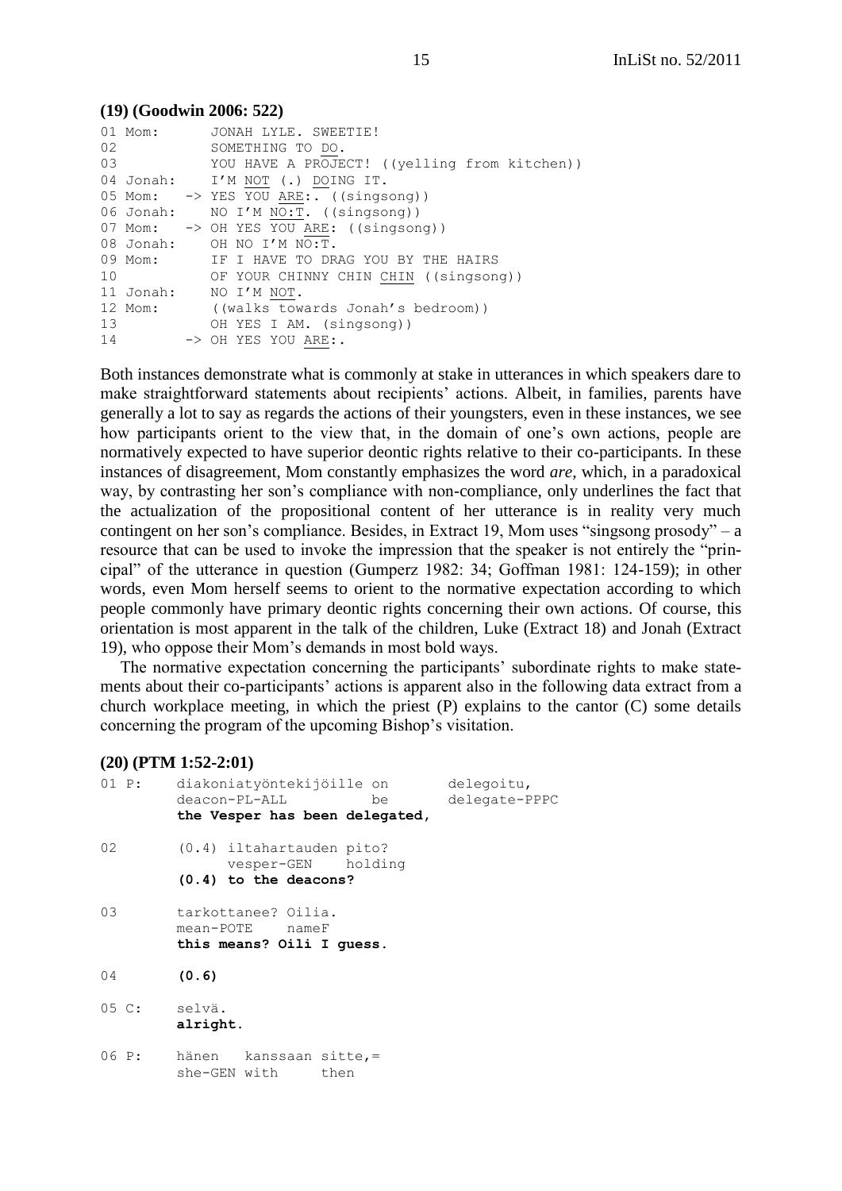**(19) (Goodwin 2006: 522)**

```
01 Mom:       JONAH LYLE. SWEETIE!
02            SOMETHING TO DO.
03            YOU HAVE A PROJECT! ((yelling from kitchen))
04 Jonah:     I'M NOT (.) DOING IT.
05 Mom:   -> YES YOU ARE:. ((singsong))
06 Jonah:     NO I'M NO:T. ((singsong))
07 Mom:   -> OH YES YOU ARE: ((singsong))
08 Jonah:     OH NO I'M NO:T.
09 Mom:       IF I HAVE TO DRAG YOU BY THE HAIRS
10            OF YOUR CHINNY CHIN CHIN ((singsong))
11 Jonah:     NO I'M NOT.
12 Mom:       ((walks towards Jonah's bedroom))
13            OH YES I AM. (singsong))
14         -> OH YES YOU ARE:.
```

Both instances demonstrate what is commonly at stake in utterances in which speakers dare to make straightforward statements about recipients' actions. Albeit, in families, parents have generally a lot to say as regards the actions of their youngsters, even in these instances, we see how participants orient to the view that, in the domain of one's own actions, people are normatively expected to have superior deontic rights relative to their co-participants. In these instances of disagreement, Mom constantly emphasizes the word *are*, which, in a paradoxical way, by contrasting her son's compliance with non-compliance, only underlines the fact that the actualization of the propositional content of her utterance is in reality very much contingent on her son's compliance. Besides, in Extract 19, Mom uses "singsong prosody" – a resource that can be used to invoke the impression that the speaker is not entirely the "principal" of the utterance in question (Gumperz 1982: 34; Goffman 1981: 124-159); in other words, even Mom herself seems to orient to the normative expectation according to which people commonly have primary deontic rights concerning their own actions. Of course, this orientation is most apparent in the talk of the children, Luke (Extract 18) and Jonah (Extract 19), who oppose their Mom's demands in most bold ways.

The normative expectation concerning the participants' subordinate rights to make statements about their co-participants' actions is apparent also in the following data extract from a church workplace meeting, in which the priest (P) explains to the cantor (C) some details concerning the program of the upcoming Bishop's visitation.

**(20) (PTM 1:52-2:01)**

```
01 P:    diakoniatyöntekijöille on       delegoitu,
         deacon-PL-ALL          be       delegate-PPPC
         the Vesper has been delegated,

02       (0.4) iltahartauden pito?
               vesper-GEN    holding
         (0.4) to the deacons?

03       tarkottanee? Oilia.
         mean-POTE    nameF
         this means? Oili I guess.

04       (0.6)

05 C:    selvä.
         alright.

06 P:    hänen   kanssaan sitte,=
         she-GEN with      then
```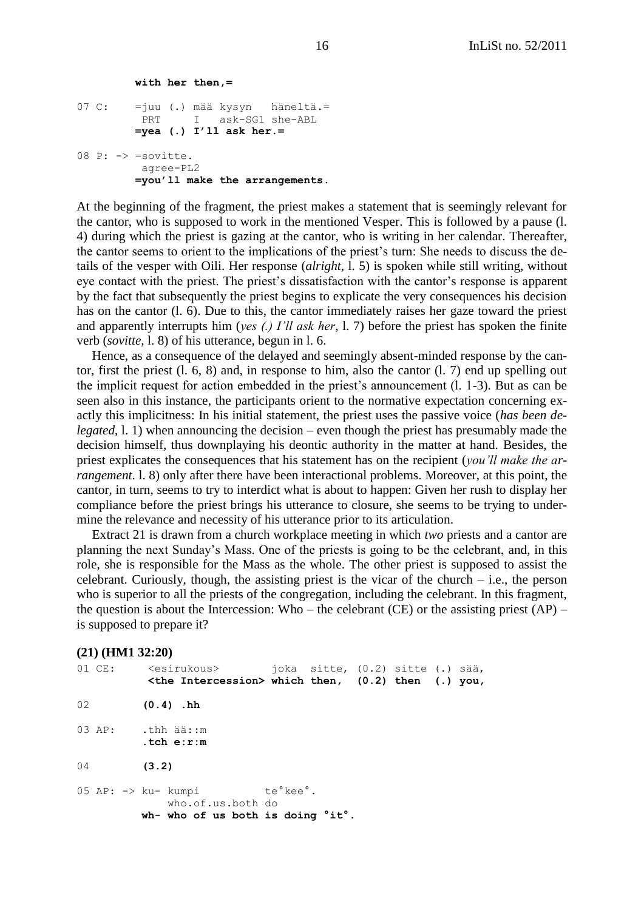```
         with her then,=

07 C:    =juu (.) mää kysyn   häneltä.=
          PRT     I   ask-SG1 she-ABL
         =yea (.) I'll ask her.=

08 P: -> =sovitte.
          agree-PL2
         =you'll make the arrangements.
```

At the beginning of the fragment, the priest makes a statement that is seemingly relevant for the cantor, who is supposed to work in the mentioned Vesper. This is followed by a pause (l. 4) during which the priest is gazing at the cantor, who is writing in her calendar. Thereafter, the cantor seems to orient to the implications of the priest's turn: She needs to discuss the details of the vesper with Oili. Her response (*alright*, l. 5) is spoken while still writing, without eye contact with the priest. The priest's dissatisfaction with the cantor's response is apparent by the fact that subsequently the priest begins to explicate the very consequences his decision has on the cantor (l. 6). Due to this, the cantor immediately raises her gaze toward the priest and apparently interrupts him (*yes (.) I'll ask her*, l. 7) before the priest has spoken the finite verb (*sovitte*, l. 8) of his utterance, begun in l. 6.

Hence, as a consequence of the delayed and seemingly absent-minded response by the cantor, first the priest (l. 6, 8) and, in response to him, also the cantor (l. 7) end up spelling out the implicit request for action embedded in the priest's announcement (l. 1-3). But as can be seen also in this instance, the participants orient to the normative expectation concerning exactly this implicitness: In his initial statement, the priest uses the passive voice (*has been delegated*, l. 1) when announcing the decision – even though the priest has presumably made the decision himself, thus downplaying his deontic authority in the matter at hand. Besides, the priest explicates the consequences that his statement has on the recipient (*you'll make the arrangement*. l. 8) only after there have been interactional problems. Moreover, at this point, the cantor, in turn, seems to try to interdict what is about to happen: Given her rush to display her compliance before the priest brings his utterance to closure, she seems to be trying to undermine the relevance and necessity of his utterance prior to its articulation.

Extract 21 is drawn from a church workplace meeting in which *two* priests and a cantor are planning the next Sunday's Mass. One of the priests is going to be the celebrant, and, in this role, she is responsible for the Mass as the whole. The other priest is supposed to assist the celebrant. Curiously, though, the assisting priest is the vicar of the church – i.e., the person who is superior to all the priests of the congregation, including the celebrant. In this fragment, the question is about the Intercession: Who – the celebrant (CE) or the assisting priest (AP) – is supposed to prepare it?

**(21) (HM1 32:20)**

```
01 CE:     <esirukous>         joka  sitte, (0.2) sitte (.) sää,
           <the Intercession> which then,  (0.2) then  (.) you,

02         (0.4) .hh

03 AP:     .thh ää::m
           .tch e:r:m

04         (3.2)

05 AP: -> ku- kumpi           te°kee°.
              who.of.us.both do
          wh- who of us both is doing °it°.
```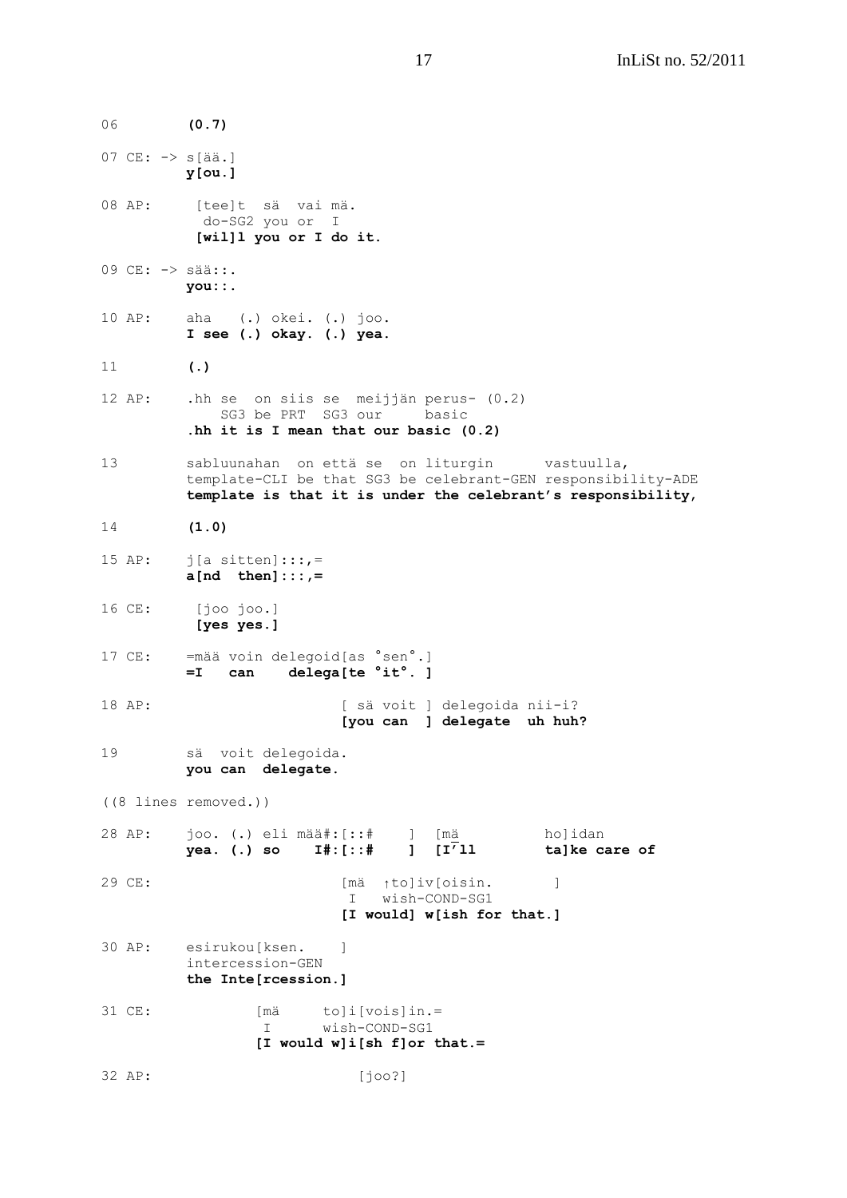```
06          (0.7)

07 CE: -> s[ää.]
          y[ou.]

08 AP:     [tee]t  sä  vai mä.
            do-SG2 you or  I
           [wil]l you or I do it.

09 CE: -> sää::.
          you::.

10 AP:    aha   (.) okei. (.) joo.
          I see (.) okay. (.) yea.

11        (.)

12 AP:    .hh se  on siis se  meijjän perus- (0.2)
              SG3 be PRT  SG3 our     basic
          .hh it is I mean that our basic (0.2)

13        sabluunahan  on että se  on liturgin      vastuulla,
          template-CLI be that SG3 be celebrant-GEN responsibility-ADE
          template is that it is under the celebrant's responsibility,

14        (1.0)

15 AP:    j[a sitten]:::,=
          a[nd  then]:::,=

16 CE:     [joo joo.]
           [yes yes.]

17 CE:    =mää voin delegoid[as °sen°.]
          =I   can    delega[te °it°. ]

18 AP:                      [ sä voit ] delegoida nii-i?
                            [you can  ] delegate  uh huh?

19        sä  voit delegoida.
          you can  delegate.

((8 lines removed.))

28 AP:    joo. (.) eli mää#:[::#    ]  [mä          ho]idan
          yea. (.) so    I#:[::#    ]  [I'll        ta]ke care of

29 CE:                      [mä  ↑to]iv[oisin.       ]
                             I   wish-COND-SG1
                            [I would] w[ish for that.]

30 AP:    esirukou[ksen.    ]
          intercession-GEN
          the Inte[rcession.]

31 CE:            [mä     to]i[vois]in.=
                   I      wish-COND-SG1
                  [I would w]i[sh f]or that.=

32 AP:                          [joo?]
```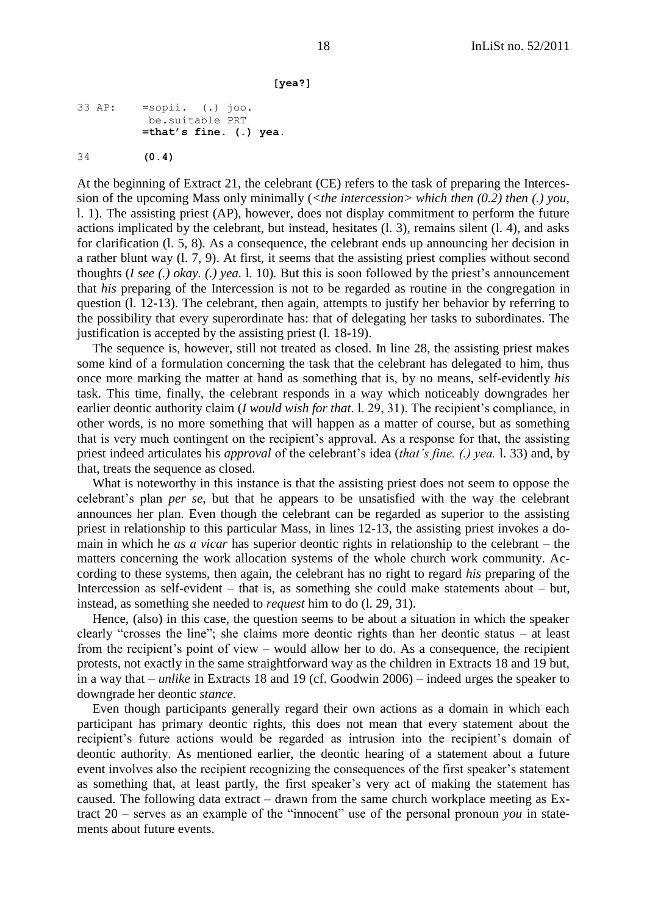```
                              [yea?]

33 AP:    =sopii.  (.) joo.
           be.suitable PRT
          =that's fine. (.) yea.

34        (0.4)
```

At the beginning of Extract 21, the celebrant (CE) refers to the task of preparing the Intercession of the upcoming Mass only minimally (*<the intercession> which then (0.2) then (.) you,* l. 1). The assisting priest (AP), however, does not display commitment to perform the future actions implicated by the celebrant, but instead, hesitates (l. 3), remains silent (l. 4), and asks for clarification (l. 5, 8). As a consequence, the celebrant ends up announcing her decision in a rather blunt way (l. 7, 9). At first, it seems that the assisting priest complies without second thoughts (*I see (.) okay. (.) yea.* l. 10). But this is soon followed by the priest's announcement that *his* preparing of the Intercession is not to be regarded as routine in the congregation in question (l. 12-13). The celebrant, then again, attempts to justify her behavior by referring to the possibility that every superordinate has: that of delegating her tasks to subordinates. The justification is accepted by the assisting priest (l. 18-19).

The sequence is, however, still not treated as closed. In line 28, the assisting priest makes some kind of a formulation concerning the task that the celebrant has delegated to him, thus once more marking the matter at hand as something that is, by no means, self-evidently *his* task. This time, finally, the celebrant responds in a way which noticeably downgrades her earlier deontic authority claim (*I would wish for that*. l. 29, 31). The recipient's compliance, in other words, is no more something that will happen as a matter of course, but as something that is very much contingent on the recipient's approval. As a response for that, the assisting priest indeed articulates his *approval* of the celebrant's idea (*that's fine. (.) yea.* l. 33) and, by that, treats the sequence as closed.

What is noteworthy in this instance is that the assisting priest does not seem to oppose the celebrant's plan *per se*, but that he appears to be unsatisfied with the way the celebrant announces her plan. Even though the celebrant can be regarded as superior to the assisting priest in relationship to this particular Mass, in lines 12-13, the assisting priest invokes a domain in which he *as a vicar* has superior deontic rights in relationship to the celebrant – the matters concerning the work allocation systems of the whole church work community. According to these systems, then again, the celebrant has no right to regard *his* preparing of the Intercession as self-evident – that is, as something she could make statements about – but, instead, as something she needed to *request* him to do (l. 29, 31).

Hence, (also) in this case, the question seems to be about a situation in which the speaker clearly "crosses the line"; she claims more deontic rights than her deontic status – at least from the recipient's point of view – would allow her to do. As a consequence, the recipient protests, not exactly in the same straightforward way as the children in Extracts 18 and 19 but, in a way that – *unlike* in Extracts 18 and 19 (cf. Goodwin 2006) – indeed urges the speaker to downgrade her deontic *stance*.

Even though participants generally regard their own actions as a domain in which each participant has primary deontic rights, this does not mean that every statement about the recipient's future actions would be regarded as intrusion into the recipient's domain of deontic authority. As mentioned earlier, the deontic hearing of a statement about a future event involves also the recipient recognizing the consequences of the first speaker's statement as something that, at least partly, the first speaker's very act of making the statement has caused. The following data extract – drawn from the same church workplace meeting as Extract 20 – serves as an example of the "innocent" use of the personal pronoun *you* in statements about future events.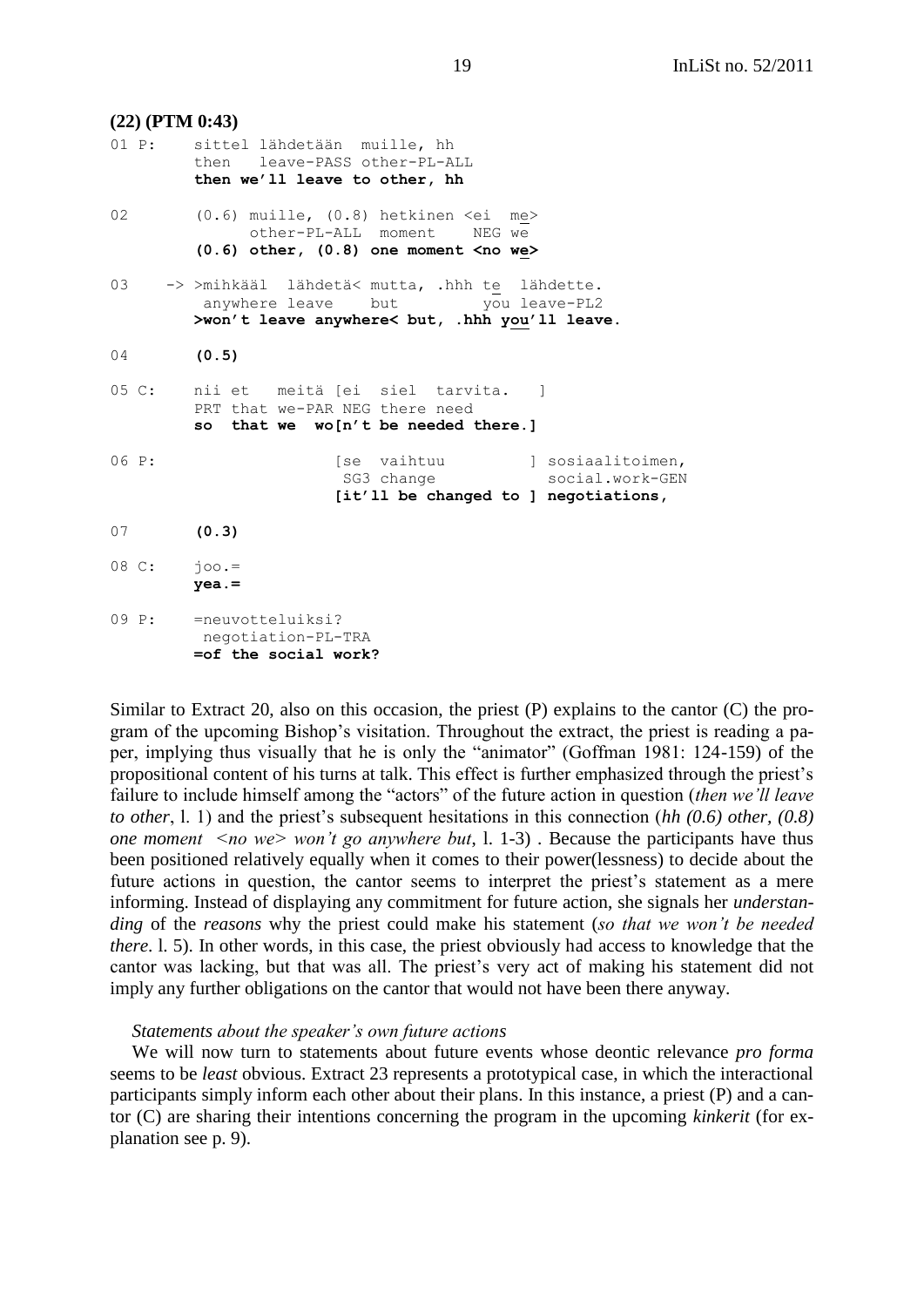**(22) (PTM 0:43)**

```
01 P:     sittel lähdetään  muille, hh
          then   leave-PASS other-PL-ALL
          then we'll leave to other, hh

02        (0.6) muille, (0.8) hetkinen <ei  me>
                other-PL-ALL  moment    NEG we
          (0.6) other, (0.8) one moment <no we>

03    -> >mihkääl  lähdetä< mutta, .hhh te  lähdette.
          anywhere leave    but         you leave-PL2
         >won't leave anywhere< but, .hhh you'll leave.

04        (0.5)

05 C:     nii et   meitä [ei  siel  tarvita.   ]
          PRT that we-PAR NEG there need
          so  that we  wo[n't be needed there.]

06 P:                    [se  vaihtuu         ] sosiaalitoimen,
                          SG3 change            social.work-GEN
                         [it'll be changed to ] negotiations,

07        (0.3)

08 C:     joo.=
          yea.=

09 P:     =neuvotteluiksi?
           negotiation-PL-TRA
          =of the social work?
```

Similar to Extract 20, also on this occasion, the priest (P) explains to the cantor (C) the program of the upcoming Bishop's visitation. Throughout the extract, the priest is reading a paper, implying thus visually that he is only the "animator" (Goffman 1981: 124-159) of the propositional content of his turns at talk. This effect is further emphasized through the priest's failure to include himself among the "actors" of the future action in question (*then we'll leave to other*, l. 1) and the priest's subsequent hesitations in this connection (*hh (0.6) other, (0.8) one moment <no we> won't go anywhere but*, l. 1-3) . Because the participants have thus been positioned relatively equally when it comes to their power(lessness) to decide about the future actions in question, the cantor seems to interpret the priest's statement as a mere informing. Instead of displaying any commitment for future action, she signals her *understanding* of the *reasons* why the priest could make his statement (*so that we won't be needed there*. l. 5). In other words, in this case, the priest obviously had access to knowledge that the cantor was lacking, but that was all. The priest's very act of making his statement did not imply any further obligations on the cantor that would not have been there anyway.

*Statements about the speaker's own future actions*

We will now turn to statements about future events whose deontic relevance *pro forma* seems to be *least* obvious. Extract 23 represents a prototypical case, in which the interactional participants simply inform each other about their plans. In this instance, a priest (P) and a cantor (C) are sharing their intentions concerning the program in the upcoming *kinkerit* (for explanation see p. 9).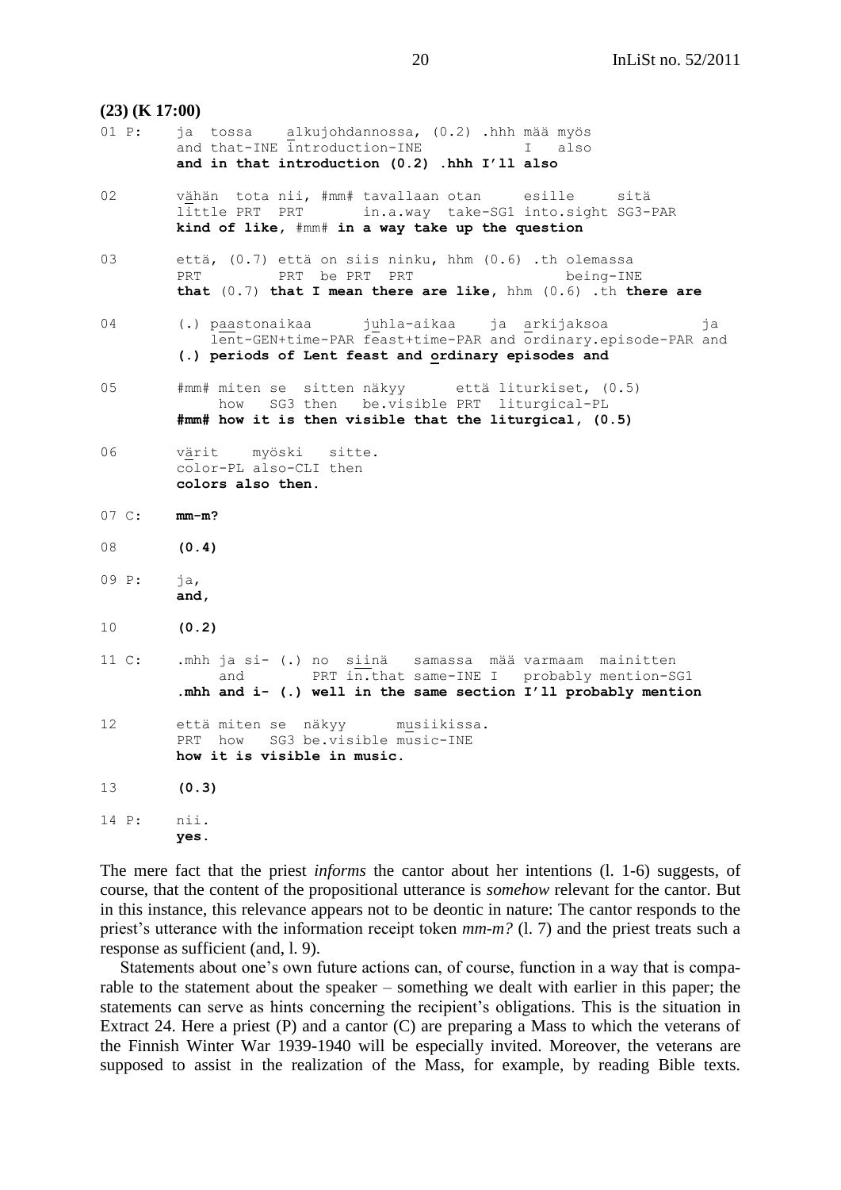**(23) (K 17:00)**

```
01 P:   ja  tossa    alkujohdannossa, (0.2) .hhh mää myös
        and that-INE introduction-INE            I   also
        and in that introduction (0.2) .hhh I'll also

02      vähän  tota nii, #mm# tavallaan otan     esille     sitä
        little PRT  PRT       in.a.way  take-SG1 into.sight SG3-PAR
        kind of like, #mm# in a way take up the question

03      että, (0.7) että on siis ninku, hhm (0.6) .th olemassa
        PRT         PRT  be PRT  PRT                   being-INE
        that (0.7) that I mean there are like, hhm (0.6) .th there are

04      (.) paastonaikaa      juhla-aikaa    ja  arkijaksoa           ja
            lent-GEN+time-PAR feast+time-PAR and ordinary.episode-PAR and
        (.) periods of Lent feast and ordinary episodes and

05      #mm# miten se  sitten näkyy      että liturkiset, (0.5)
             how   SG3 then   be.visible PRT  liturgical-PL
        #mm# how it is then visible that the liturgical, (0.5)

06      värit    myöski   sitte.
        color-PL also-CLI then
        colors also then.

07 C:   mm-m?

08      (0.4)

09 P:   ja,
        and,

10      (0.2)

11 C:   .mhh ja si- (.) no  siinä   samassa  mää varmaam  mainitten
             and        PRT in.that same-INE I   probably mention-SG1
        .mhh and i- (.) well in the same section I'll probably mention

12      että miten se  näkyy      musiikissa.
        PRT  how   SG3 be.visible music-INE
        how it is visible in music.

13      (0.3)

14 P:   nii.
        yes.
```

The mere fact that the priest *informs* the cantor about her intentions (l. 1-6) suggests, of course, that the content of the propositional utterance is *somehow* relevant for the cantor. But in this instance, this relevance appears not to be deontic in nature: The cantor responds to the priest's utterance with the information receipt token *mm-m?* (l. 7) and the priest treats such a response as sufficient (and, l. 9).

Statements about one's own future actions can, of course, function in a way that is comparable to the statement about the speaker – something we dealt with earlier in this paper; the statements can serve as hints concerning the recipient's obligations. This is the situation in Extract 24. Here a priest (P) and a cantor (C) are preparing a Mass to which the veterans of the Finnish Winter War 1939-1940 will be especially invited. Moreover, the veterans are supposed to assist in the realization of the Mass, for example, by reading Bible texts.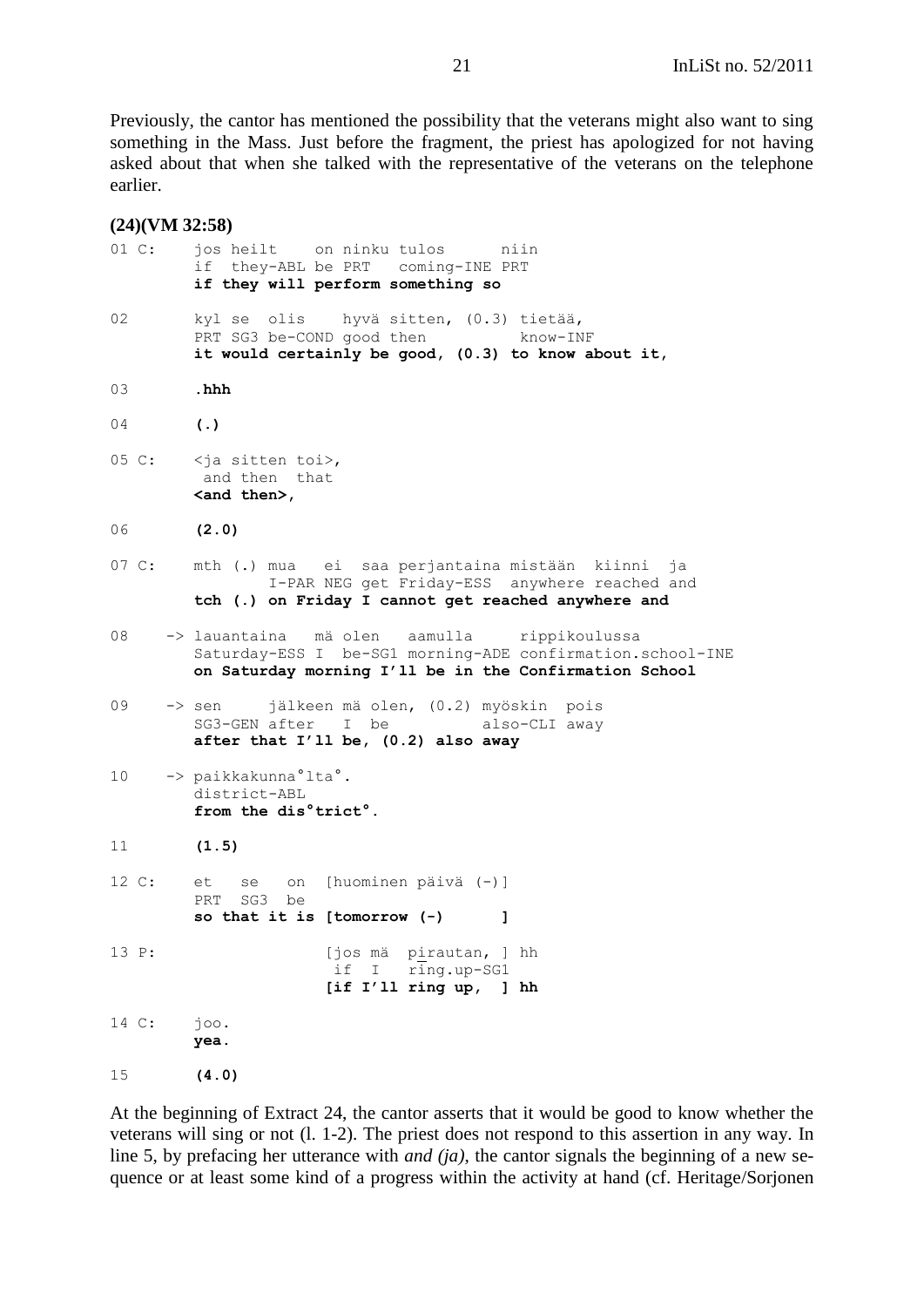Previously, the cantor has mentioned the possibility that the veterans might also want to sing something in the Mass. Just before the fragment, the priest has apologized for not having asked about that when she talked with the representative of the veterans on the telephone earlier.

**(24)(VM 32:58)**

```
01 C:     jos heilt    on ninku tulos      niin
          if  they-ABL be PRT   coming-INE PRT
          if they will perform something so

02        kyl se  olis    hyvä sitten, (0.3) tietää,
          PRT SG3 be-COND good then          know-INF
          it would certainly be good, (0.3) to know about it,

03        .hhh

04        (.)

05 C:     <ja sitten toi>,
           and then  that
          <and then>,

06        (2.0)

07 C:     mth (.) mua   ei  saa perjantaina mistään  kiinni  ja
                  I-PAR NEG get Friday-ESS  anywhere reached and
          tch (.) on Friday I cannot get reached anywhere and

08    ->  lauantaina   mä olen   aamulla     rippikoulussa
          Saturday-ESS I  be-SG1 morning-ADE confirmation.school-INE
          on Saturday morning I'll be in the Confirmation School

09    ->  sen     jälkeen mä olen, (0.2) myöskin  pois
          SG3-GEN after   I  be          also-CLI away
          after that I'll be, (0.2) also away

10    ->  paikkakunna°lta°.
          district-ABL
          from the dis°trict°.

11        (1.5)

12 C:     et   se   on  [huominen päivä (-)]
          PRT  SG3  be
          so that it is [tomorrow (-)      ]

13 P:                  [jos mä  pirautan, ] hh
                        if  I   ring.up-SG1
                       [if I'll ring up,  ] hh

14 C:     joo.
          yea.

15        (4.0)
```

At the beginning of Extract 24, the cantor asserts that it would be good to know whether the veterans will sing or not (l. 1-2). The priest does not respond to this assertion in any way. In line 5, by prefacing her utterance with *and (ja)*, the cantor signals the beginning of a new sequence or at least some kind of a progress within the activity at hand (cf. Heritage/Sorjonen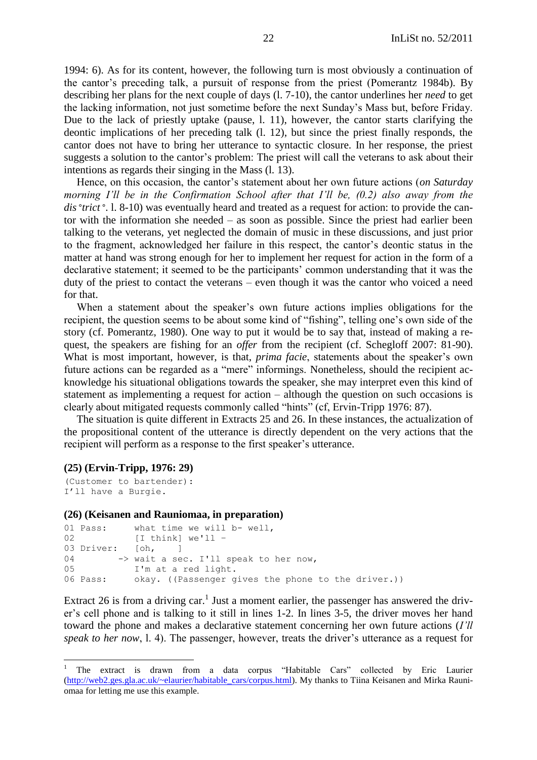1994: 6). As for its content, however, the following turn is most obviously a continuation of the cantor's preceding talk, a pursuit of response from the priest (Pomerantz 1984b). By describing her plans for the next couple of days (l. 7-10), the cantor underlines her *need* to get the lacking information, not just sometime before the next Sunday's Mass but, before Friday. Due to the lack of priestly uptake (pause, l. 11), however, the cantor starts clarifying the deontic implications of her preceding talk (l. 12), but since the priest finally responds, the cantor does not have to bring her utterance to syntactic closure. In her response, the priest suggests a solution to the cantor's problem: The priest will call the veterans to ask about their intentions as regards their singing in the Mass (l. 13).

Hence, on this occasion, the cantor's statement about her own future actions (*on Saturday morning I'll be in the Confirmation School after that I'll be, (0.2) also away from the dis°trict°*. l. 8-10) was eventually heard and treated as a request for action: to provide the cantor with the information she needed – as soon as possible. Since the priest had earlier been talking to the veterans, yet neglected the domain of music in these discussions, and just prior to the fragment, acknowledged her failure in this respect, the cantor's deontic status in the matter at hand was strong enough for her to implement her request for action in the form of a declarative statement; it seemed to be the participants' common understanding that it was the duty of the priest to contact the veterans – even though it was the cantor who voiced a need for that.

When a statement about the speaker's own future actions implies obligations for the recipient, the question seems to be about some kind of "fishing", telling one's own side of the story (cf. Pomerantz, 1980). One way to put it would be to say that, instead of making a request, the speakers are fishing for an *offer* from the recipient (cf. Schegloff 2007: 81-90). What is most important, however, is that, *prima facie*, statements about the speaker's own future actions can be regarded as a "mere" informings. Nonetheless, should the recipient acknowledge his situational obligations towards the speaker, she may interpret even this kind of statement as implementing a request for action – although the question on such occasions is clearly about mitigated requests commonly called "hints" (cf, Ervin-Tripp 1976: 87).

The situation is quite different in Extracts 25 and 26. In these instances, the actualization of the propositional content of the utterance is directly dependent on the very actions that the recipient will perform as a response to the first speaker's utterance.

**(25) (Ervin-Tripp, 1976: 29)**

```
(Customer to bartender):
I'll have a Burgie.
```

**(26) (Keisanen and Rauniomaa, in preparation)**

```
01 Pass:      what time we will b- well,
02            [I think] we'll -
03 Driver:    [oh,     ]
04         -> wait a sec. I'll speak to her now,
05            I'm at a red light.
06 Pass:      okay. ((Passenger gives the phone to the driver.))
```

Extract 26 is from a driving car.[1] Just a moment earlier, the passenger has answered the driver's cell phone and is talking to it still in lines 1-2. In lines 3-5, the driver moves her hand toward the phone and makes a declarative statement concerning her own future actions (*I'll speak to her now*, l. 4). The passenger, however, treats the driver's utterance as a request for

[1] The extract is drawn from a data corpus "Habitable Cars" collected by Eric Laurier (http://web2.ges.gla.ac.uk/~elaurier/habitable_cars/corpus.html). My thanks to Tiina Keisanen and Mirka Rauniomaa for letting me use this example.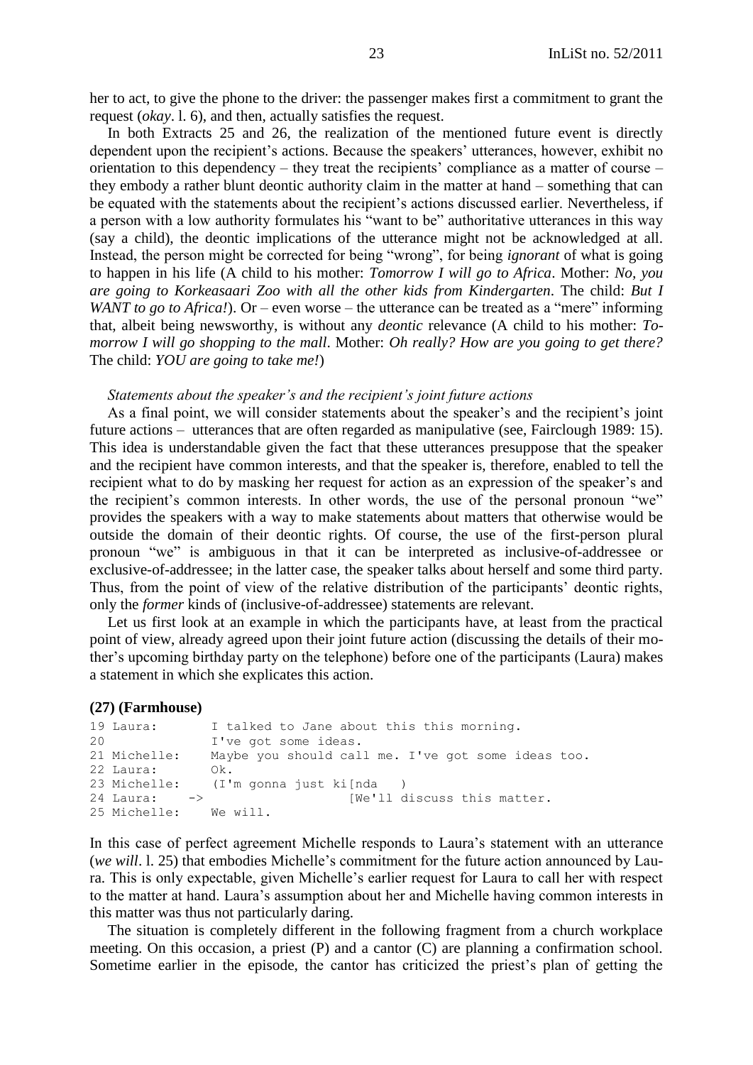her to act, to give the phone to the driver: the passenger makes first a commitment to grant the request (*okay*. l. 6), and then, actually satisfies the request.

In both Extracts 25 and 26, the realization of the mentioned future event is directly dependent upon the recipient's actions. Because the speakers' utterances, however, exhibit no orientation to this dependency – they treat the recipients' compliance as a matter of course – they embody a rather blunt deontic authority claim in the matter at hand – something that can be equated with the statements about the recipient's actions discussed earlier. Nevertheless, if a person with a low authority formulates his "want to be" authoritative utterances in this way (say a child), the deontic implications of the utterance might not be acknowledged at all. Instead, the person might be corrected for being "wrong", for being *ignorant* of what is going to happen in his life (A child to his mother: *Tomorrow I will go to Africa*. Mother: *No, you are going to Korkeasaari Zoo with all the other kids from Kindergarten*. The child: *But I WANT to go to Africa!*). Or – even worse – the utterance can be treated as a "mere" informing that, albeit being newsworthy, is without any *deontic* relevance (A child to his mother: *Tomorrow I will go shopping to the mall*. Mother: *Oh really? How are you going to get there?* The child: *YOU are going to take me!*)

*Statements about the speaker's and the recipient's joint future actions*

As a final point, we will consider statements about the speaker's and the recipient's joint future actions – utterances that are often regarded as manipulative (see, Fairclough 1989: 15). This idea is understandable given the fact that these utterances presuppose that the speaker and the recipient have common interests, and that the speaker is, therefore, enabled to tell the recipient what to do by masking her request for action as an expression of the speaker's and the recipient's common interests. In other words, the use of the personal pronoun "we" provides the speakers with a way to make statements about matters that otherwise would be outside the domain of their deontic rights. Of course, the use of the first-person plural pronoun "we" is ambiguous in that it can be interpreted as inclusive-of-addressee or exclusive-of-addressee; in the latter case, the speaker talks about herself and some third party. Thus, from the point of view of the relative distribution of the participants' deontic rights, only the *former* kinds of (inclusive-of-addressee) statements are relevant.

Let us first look at an example in which the participants have, at least from the practical point of view, already agreed upon their joint future action (discussing the details of their mother's upcoming birthday party on the telephone) before one of the participants (Laura) makes a statement in which she explicates this action.

**(27) (Farmhouse)**

```
19 Laura:       I talked to Jane about this this morning.
20              I've got some ideas.
21 Michelle:    Maybe you should call me. I've got some ideas too.
22 Laura:       Ok.
23 Michelle:    (I'm gonna just ki[nda   )
24 Laura:    ->                   [We'll discuss this matter.
25 Michelle:    We will.
```

In this case of perfect agreement Michelle responds to Laura's statement with an utterance (*we will*. l. 25) that embodies Michelle's commitment for the future action announced by Laura. This is only expectable, given Michelle's earlier request for Laura to call her with respect to the matter at hand. Laura's assumption about her and Michelle having common interests in this matter was thus not particularly daring.

The situation is completely different in the following fragment from a church workplace meeting. On this occasion, a priest (P) and a cantor (C) are planning a confirmation school. Sometime earlier in the episode, the cantor has criticized the priest's plan of getting the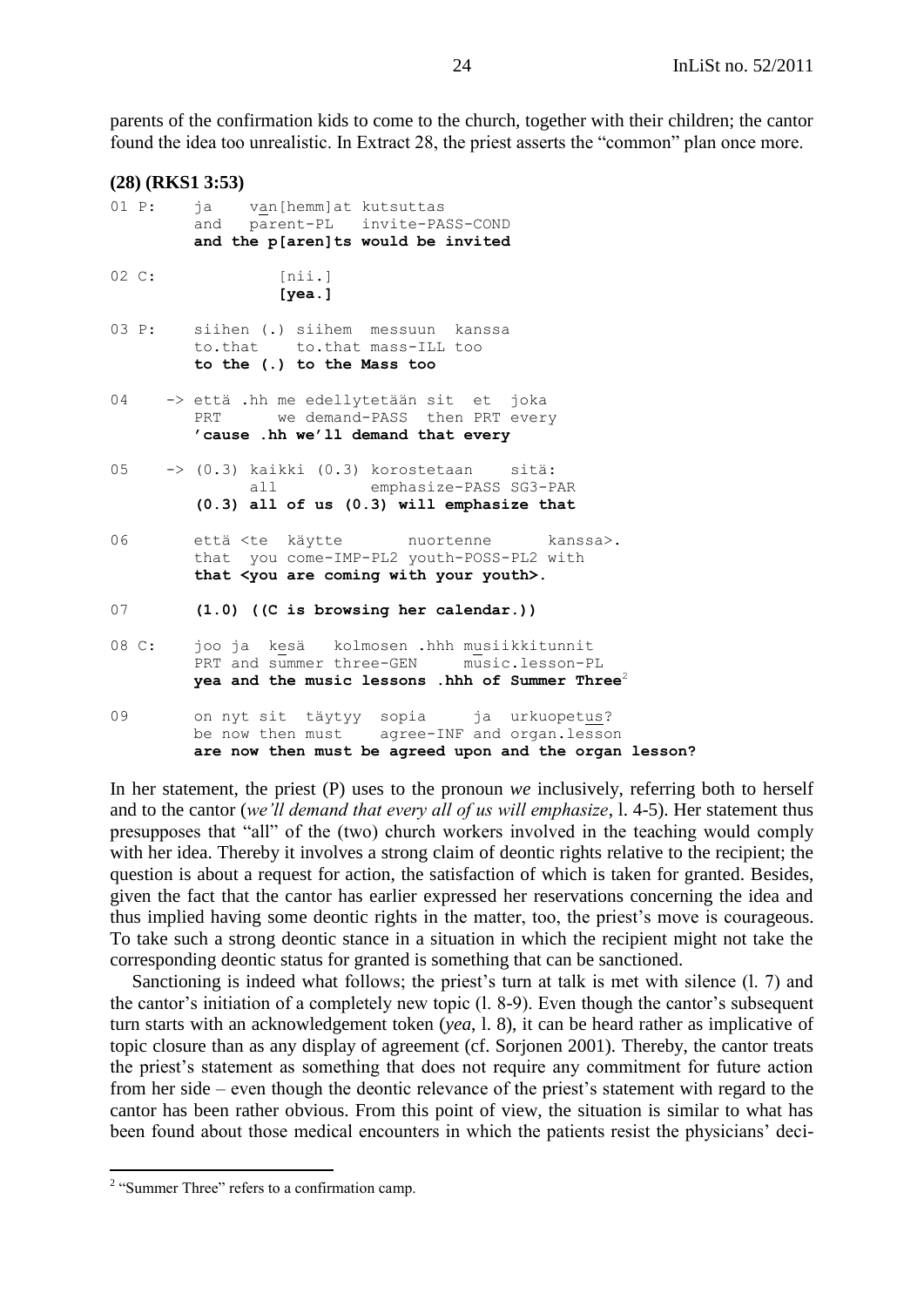parents of the confirmation kids to come to the church, together with their children; the cantor found the idea too unrealistic. In Extract 28, the priest asserts the "common" plan once more.

**(28) (RKS1 3:53)**

```
01 P:     ja    van[hemm]at kutsuttas
          and   parent-PL   invite-PASS-COND
          and the p[aren]ts would be invited

02 C:             [nii.]
                  [yea.]

03 P:     siihen (.) siihem  messuun  kanssa
          to.that    to.that mass-ILL too
          to the (.) to the Mass too

04    -> että .hh me edellytetään sit  et  joka
          PRT      we demand-PASS  then PRT every
          'cause .hh we'll demand that every

05    -> (0.3) kaikki (0.3) korostetaan    sitä:
                all          emphasize-PASS SG3-PAR
          (0.3) all of us (0.3) will emphasize that

06        että <te  käytte       nuortenne      kanssa>.
          that  you come-IMP-PL2 youth-POSS-PL2 with
          that <you are coming with your youth>.

07        (1.0) ((C is browsing her calendar.))

08 C:     joo ja  kesä   kolmosen .hhh musiikkitunnit
          PRT and summer three-GEN      music.lesson-PL
          yea and the music lessons .hhh of Summer Three[2]

09        on nyt sit  täytyy  sopia      ja  urkuopetus?
          be now then must    agree-INF and organ.lesson
          are now then must be agreed upon and the organ lesson?
```

In her statement, the priest (P) uses to the pronoun *we* inclusively, referring both to herself and to the cantor (*we'll demand that every all of us will emphasize*, l. 4-5). Her statement thus presupposes that "all" of the (two) church workers involved in the teaching would comply with her idea. Thereby it involves a strong claim of deontic rights relative to the recipient; the question is about a request for action, the satisfaction of which is taken for granted. Besides, given the fact that the cantor has earlier expressed her reservations concerning the idea and thus implied having some deontic rights in the matter, too, the priest's move is courageous. To take such a strong deontic stance in a situation in which the recipient might not take the corresponding deontic status for granted is something that can be sanctioned.

Sanctioning is indeed what follows; the priest's turn at talk is met with silence (l. 7) and the cantor's initiation of a completely new topic (l. 8-9). Even though the cantor's subsequent turn starts with an acknowledgement token (*yea*, l. 8), it can be heard rather as implicative of topic closure than as any display of agreement (cf. Sorjonen 2001). Thereby, the cantor treats the priest's statement as something that does not require any commitment for future action from her side – even though the deontic relevance of the priest's statement with regard to the cantor has been rather obvious. From this point of view, the situation is similar to what has been found about those medical encounters in which the patients resist the physicians' deci-

[2] "Summer Three" refers to a confirmation camp.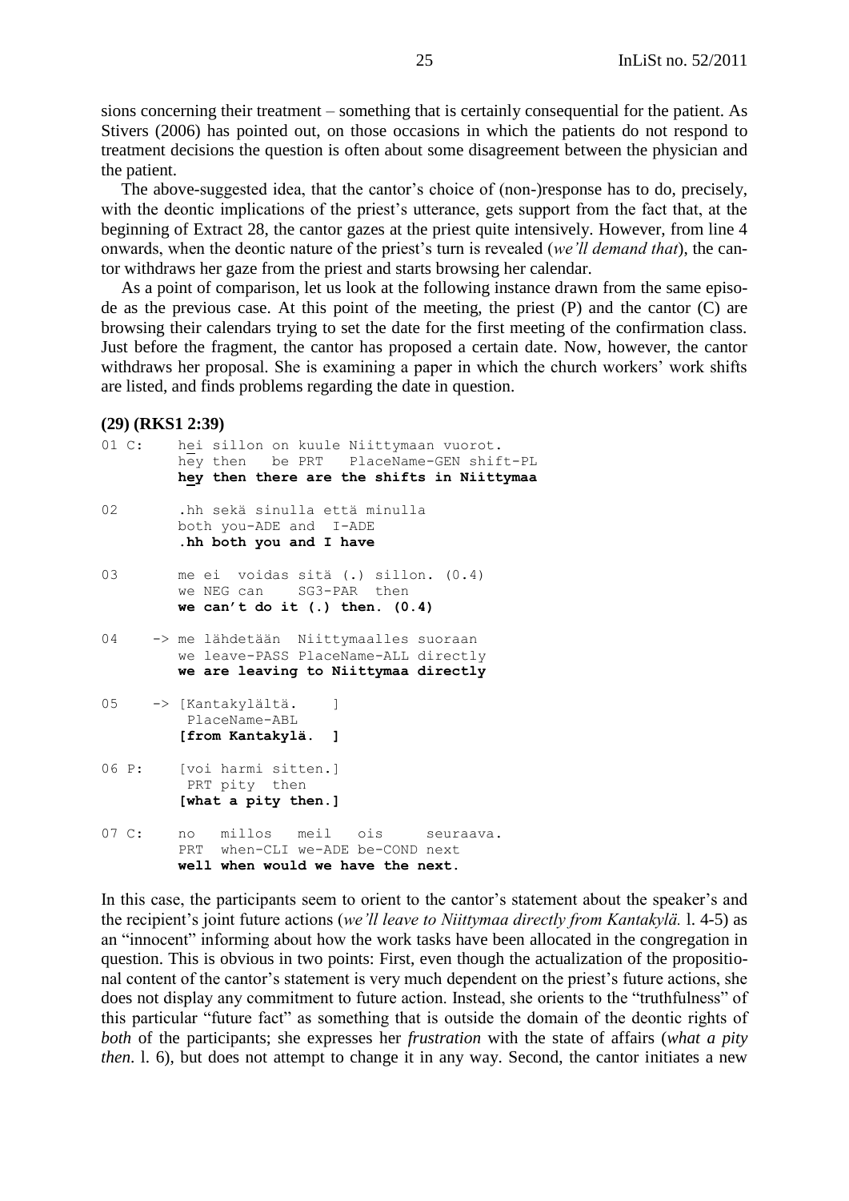sions concerning their treatment – something that is certainly consequential for the patient. As Stivers (2006) has pointed out, on those occasions in which the patients do not respond to treatment decisions the question is often about some disagreement between the physician and the patient.

The above-suggested idea, that the cantor's choice of (non-)response has to do, precisely, with the deontic implications of the priest's utterance, gets support from the fact that, at the beginning of Extract 28, the cantor gazes at the priest quite intensively. However, from line 4 onwards, when the deontic nature of the priest's turn is revealed (*we'll demand that*), the cantor withdraws her gaze from the priest and starts browsing her calendar.

As a point of comparison, let us look at the following instance drawn from the same episode as the previous case. At this point of the meeting, the priest (P) and the cantor (C) are browsing their calendars trying to set the date for the first meeting of the confirmation class. Just before the fragment, the cantor has proposed a certain date. Now, however, the cantor withdraws her proposal. She is examining a paper in which the church workers' work shifts are listed, and finds problems regarding the date in question.

**(29) (RKS1 2:39)**

```
01 C:      hei sillon on kuule Niittymaan vuorot.
           hey then   be PRT   PlaceName-GEN shift-PL
           hey then there are the shifts in Niittymaa

02         .hh sekä sinulla että minulla
           both you-ADE and  I-ADE
           .hh both you and I have

03         me ei  voidas sitä (.) sillon. (0.4)
           we NEG can    SG3-PAR  then
           we can't do it (.) then. (0.4)

04    -> me lähdetään  Niittymaalles suoraan
           we leave-PASS PlaceName-ALL directly
           we are leaving to Niittymaa directly

05    -> [Kantakylältä.    ]
            PlaceName-ABL
           [from Kantakylä.  ]

06 P:      [voi harmi sitten.]
            PRT pity  then
           [what a pity then.]

07 C:      no   millos   meil   ois     seuraava.
           PRT  when-CLI we-ADE be-COND next
           well when would we have the next.
```

In this case, the participants seem to orient to the cantor's statement about the speaker's and the recipient's joint future actions (*we'll leave to Niittymaa directly from Kantakylä.* l. 4-5) as an "innocent" informing about how the work tasks have been allocated in the congregation in question. This is obvious in two points: First, even though the actualization of the propositional content of the cantor's statement is very much dependent on the priest's future actions, she does not display any commitment to future action. Instead, she orients to the "truthfulness" of this particular "future fact" as something that is outside the domain of the deontic rights of *both* of the participants; she expresses her *frustration* with the state of affairs (*what a pity then*. l. 6), but does not attempt to change it in any way. Second, the cantor initiates a new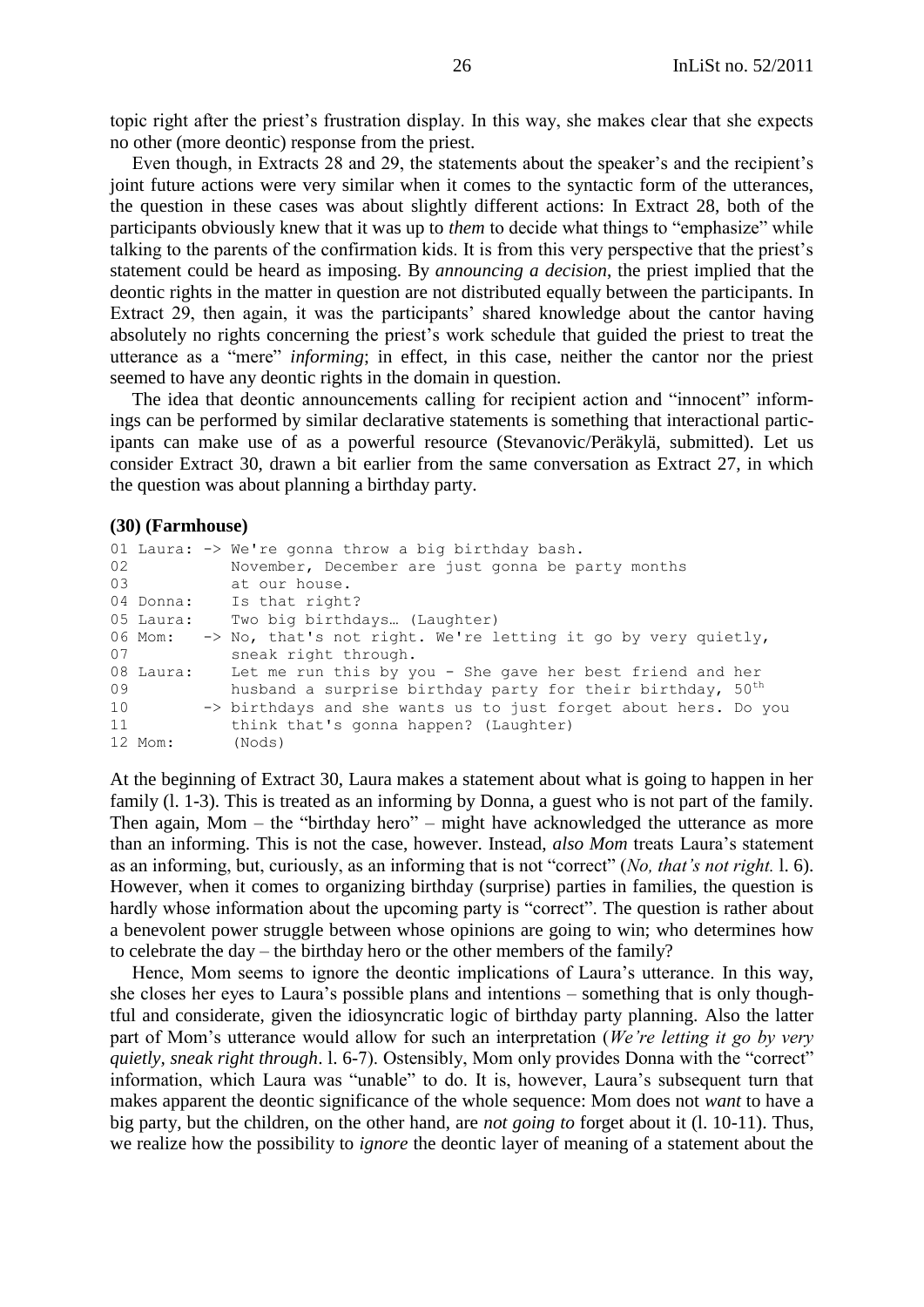topic right after the priest's frustration display. In this way, she makes clear that she expects no other (more deontic) response from the priest.

Even though, in Extracts 28 and 29, the statements about the speaker's and the recipient's joint future actions were very similar when it comes to the syntactic form of the utterances, the question in these cases was about slightly different actions: In Extract 28, both of the participants obviously knew that it was up to *them* to decide what things to "emphasize" while talking to the parents of the confirmation kids. It is from this very perspective that the priest's statement could be heard as imposing. By *announcing a decision*, the priest implied that the deontic rights in the matter in question are not distributed equally between the participants. In Extract 29, then again, it was the participants' shared knowledge about the cantor having absolutely no rights concerning the priest's work schedule that guided the priest to treat the utterance as a "mere" *informing*; in effect, in this case, neither the cantor nor the priest seemed to have any deontic rights in the domain in question.

The idea that deontic announcements calling for recipient action and "innocent" informings can be performed by similar declarative statements is something that interactional participants can make use of as a powerful resource (Stevanovic/Peräkylä, submitted). Let us consider Extract 30, drawn a bit earlier from the same conversation as Extract 27, in which the question was about planning a birthday party.

**(30) (Farmhouse)**

```
01 Laura: -> We're gonna throw a big birthday bash.
02           November, December are just gonna be party months
03           at our house.
04 Donna:    Is that right?
05 Laura:    Two big birthdays… (Laughter)
06 Mom:   -> No, that's not right. We're letting it go by very quietly,
07           sneak right through.
08 Laura:    Let me run this by you - She gave her best friend and her
09           husband a surprise birthday party for their birthday, 50th
10        -> birthdays and she wants us to just forget about hers. Do you
11           think that's gonna happen? (Laughter)
12 Mom:      (Nods)
```

At the beginning of Extract 30, Laura makes a statement about what is going to happen in her family (l. 1-3). This is treated as an informing by Donna, a guest who is not part of the family. Then again, Mom – the "birthday hero" – might have acknowledged the utterance as more than an informing. This is not the case, however. Instead, *also Mom* treats Laura's statement as an informing, but, curiously, as an informing that is not "correct" (*No, that's not right.* l. 6). However, when it comes to organizing birthday (surprise) parties in families, the question is hardly whose information about the upcoming party is "correct". The question is rather about a benevolent power struggle between whose opinions are going to win; who determines how to celebrate the day – the birthday hero or the other members of the family?

Hence, Mom seems to ignore the deontic implications of Laura's utterance. In this way, she closes her eyes to Laura's possible plans and intentions – something that is only thoughtful and considerate, given the idiosyncratic logic of birthday party planning. Also the latter part of Mom's utterance would allow for such an interpretation (*We're letting it go by very quietly, sneak right through*. l. 6-7). Ostensibly, Mom only provides Donna with the "correct" information, which Laura was "unable" to do. It is, however, Laura's subsequent turn that makes apparent the deontic significance of the whole sequence: Mom does not *want* to have a big party, but the children, on the other hand, are *not going to* forget about it (l. 10-11). Thus, we realize how the possibility to *ignore* the deontic layer of meaning of a statement about the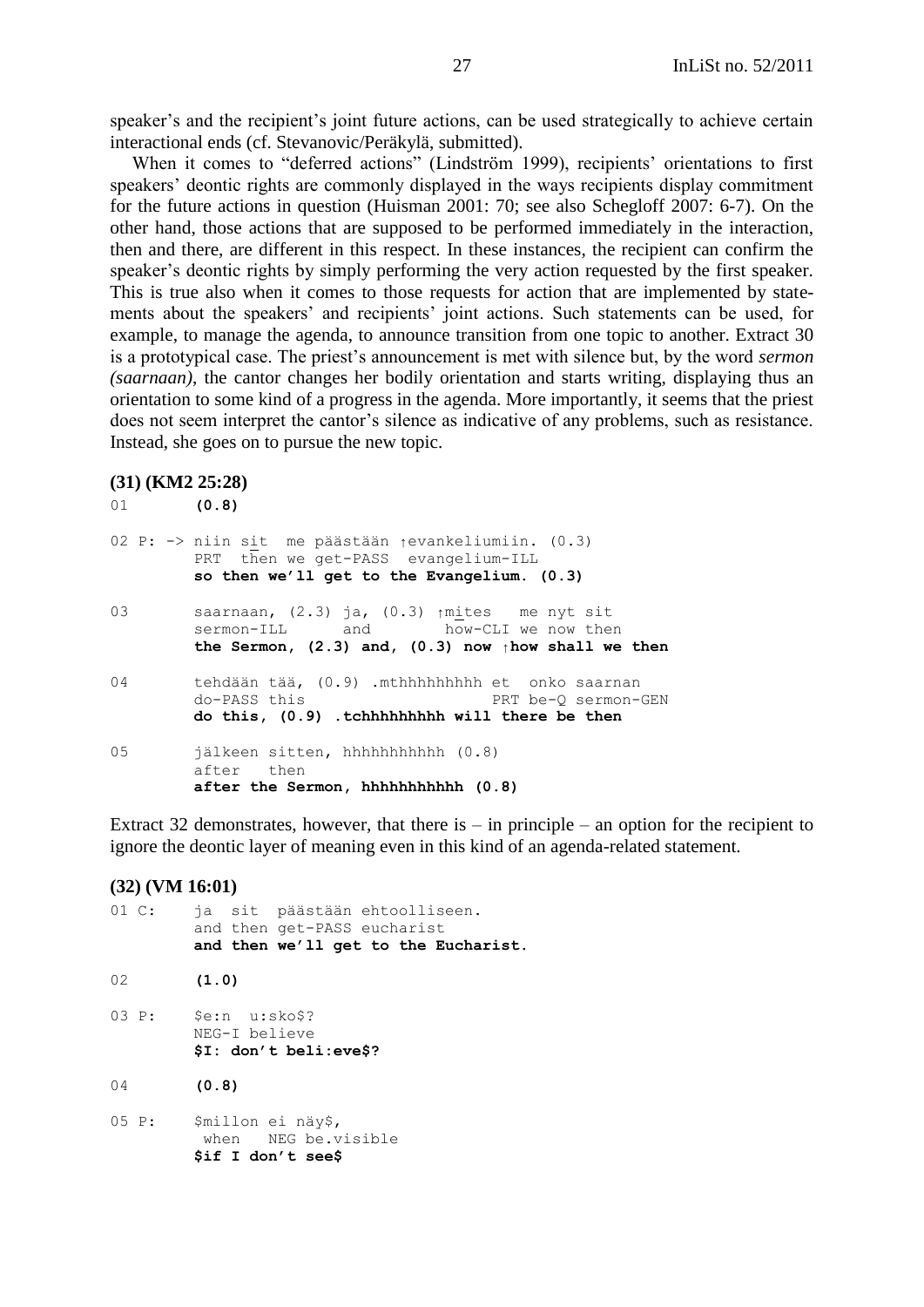speaker's and the recipient's joint future actions, can be used strategically to achieve certain interactional ends (cf. Stevanovic/Peräkylä, submitted).

When it comes to "deferred actions" (Lindström 1999), recipients' orientations to first speakers' deontic rights are commonly displayed in the ways recipients display commitment for the future actions in question (Huisman 2001: 70; see also Schegloff 2007: 6-7). On the other hand, those actions that are supposed to be performed immediately in the interaction, then and there, are different in this respect. In these instances, the recipient can confirm the speaker's deontic rights by simply performing the very action requested by the first speaker. This is true also when it comes to those requests for action that are implemented by statements about the speakers' and recipients' joint actions. Such statements can be used, for example, to manage the agenda, to announce transition from one topic to another. Extract 30 is a prototypical case. The priest's announcement is met with silence but, by the word *sermon (saarnaan)*, the cantor changes her bodily orientation and starts writing, displaying thus an orientation to some kind of a progress in the agenda. More importantly, it seems that the priest does not seem interpret the cantor's silence as indicative of any problems, such as resistance. Instead, she goes on to pursue the new topic.

**(31) (KM2 25:28)**

```
01        (0.8)

02 P: -> niin sit  me päästään ↑evankeliumiin. (0.3)
         PRT  then we get-PASS  evangelium-ILL
         so then we'll get to the Evangelium. (0.3)

03       saarnaan, (2.3) ja, (0.3) ↑mites   me nyt sit
         sermon-ILL      and        how-CLI we now then
         the Sermon, (2.3) and, (0.3) now ↑how shall we then

04       tehdään tää, (0.9) .mthhhhhhhhh et  onko saarnan
         do-PASS this                    PRT be-Q sermon-GEN
         do this, (0.9) .tchhhhhhhhh will there be then

05       jälkeen sitten, hhhhhhhhhhh (0.8)
         after   then
         after the Sermon, hhhhhhhhhhh (0.8)
```

Extract 32 demonstrates, however, that there is – in principle – an option for the recipient to ignore the deontic layer of meaning even in this kind of an agenda-related statement.

**(32) (VM 16:01)**

```
01 C:    ja  sit  päästään ehtoolliseen.
         and then get-PASS eucharist
         and then we'll get to the Eucharist.

02       (1.0)

03 P:    $e:n  u:sko$?
         NEG-I believe
         $I: don't beli:eve$?

04       (0.8)

05 P:    $millon ei näy$,
          when   NEG be.visible
         $if I don't see$
```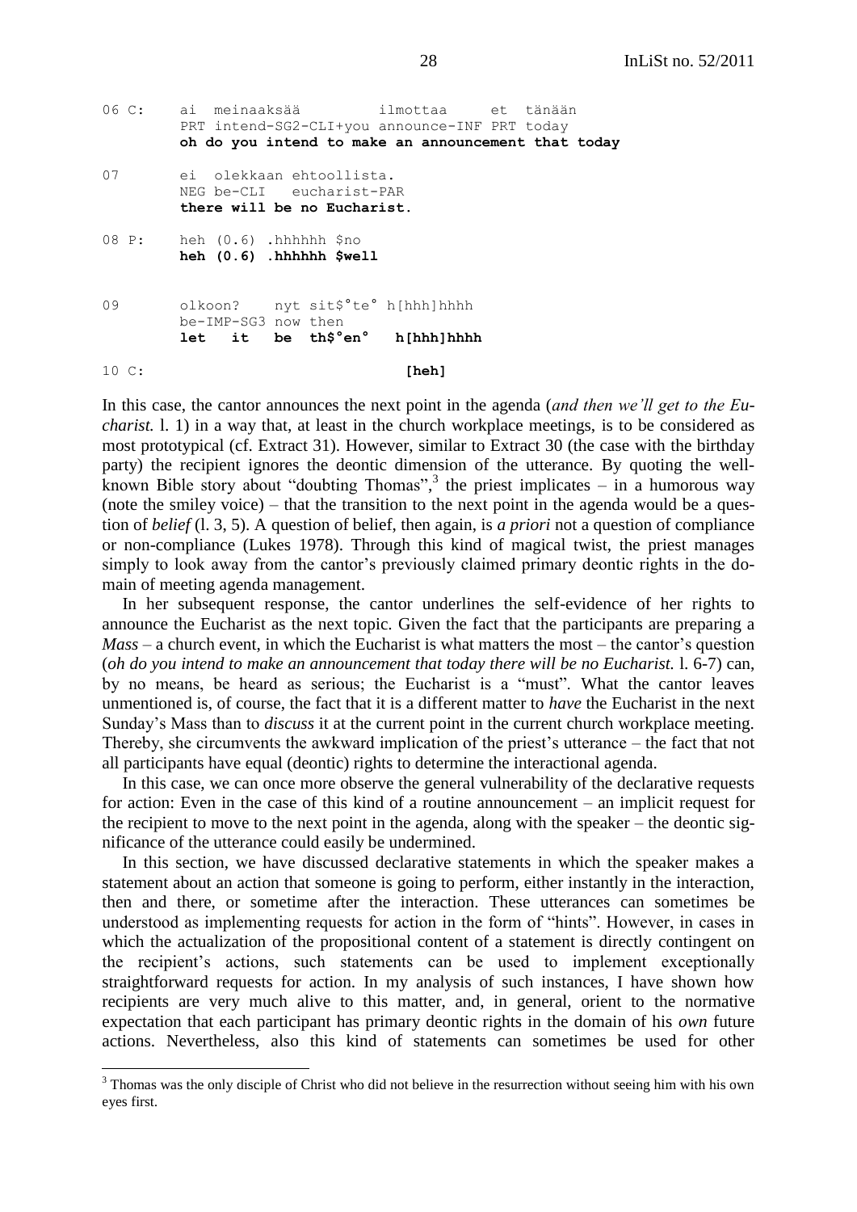```
06 C:    ai  meinaaksää         ilmottaa     et  tänään
         PRT intend-SG2-CLI+you announce-INF PRT today
         oh do you intend to make an announcement that today

07       ei  olekkaan ehtoollista.
         NEG be-CLI   eucharist-PAR
         there will be no Eucharist.

08 P:    heh (0.6) .hhhhhh $no
         heh (0.6) .hhhhhh $well

09       olkoon?    nyt sit$°te° h[hhh]hhhh
         be-IMP-SG3 now then
         let   it   be  th$°en°   h[hhh]hhhh

10 C:                              [heh]
```

In this case, the cantor announces the next point in the agenda (*and then we'll get to the Eucharist.* l. 1) in a way that, at least in the church workplace meetings, is to be considered as most prototypical (cf. Extract 31). However, similar to Extract 30 (the case with the birthday party) the recipient ignores the deontic dimension of the utterance. By quoting the well-known Bible story about "doubting Thomas",[3] the priest implicates – in a humorous way (note the smiley voice) – that the transition to the next point in the agenda would be a question of *belief* (l. 3, 5). A question of belief, then again, is *a priori* not a question of compliance or non-compliance (Lukes 1978). Through this kind of magical twist, the priest manages simply to look away from the cantor's previously claimed primary deontic rights in the domain of meeting agenda management.

In her subsequent response, the cantor underlines the self-evidence of her rights to announce the Eucharist as the next topic. Given the fact that the participants are preparing a *Mass* – a church event, in which the Eucharist is what matters the most – the cantor's question (*oh do you intend to make an announcement that today there will be no Eucharist.* l. 6-7) can, by no means, be heard as serious; the Eucharist is a "must". What the cantor leaves unmentioned is, of course, the fact that it is a different matter to *have* the Eucharist in the next Sunday's Mass than to *discuss* it at the current point in the current church workplace meeting. Thereby, she circumvents the awkward implication of the priest's utterance – the fact that not all participants have equal (deontic) rights to determine the interactional agenda.

In this case, we can once more observe the general vulnerability of the declarative requests for action: Even in the case of this kind of a routine announcement – an implicit request for the recipient to move to the next point in the agenda, along with the speaker – the deontic significance of the utterance could easily be undermined.

In this section, we have discussed declarative statements in which the speaker makes a statement about an action that someone is going to perform, either instantly in the interaction, then and there, or sometime after the interaction. These utterances can sometimes be understood as implementing requests for action in the form of "hints". However, in cases in which the actualization of the propositional content of a statement is directly contingent on the recipient's actions, such statements can be used to implement exceptionally straightforward requests for action. In my analysis of such instances, I have shown how recipients are very much alive to this matter, and, in general, orient to the normative expectation that each participant has primary deontic rights in the domain of his *own* future actions. Nevertheless, also this kind of statements can sometimes be used for other

[3] Thomas was the only disciple of Christ who did not believe in the resurrection without seeing him with his own eyes first.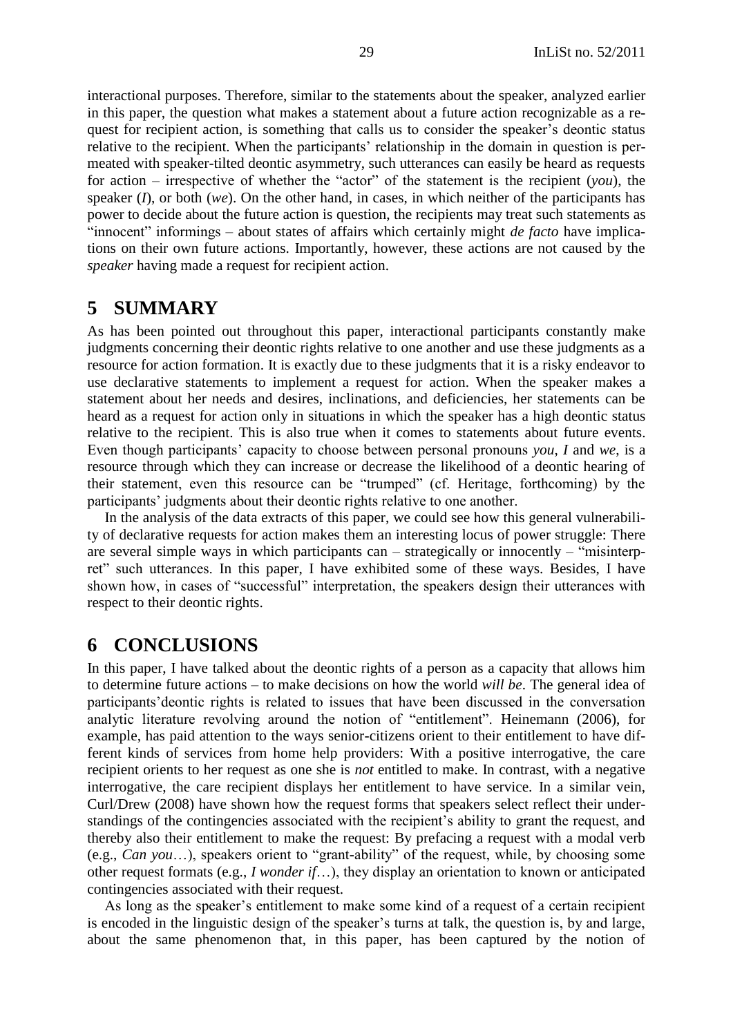interactional purposes. Therefore, similar to the statements about the speaker, analyzed earlier in this paper, the question what makes a statement about a future action recognizable as a request for recipient action, is something that calls us to consider the speaker's deontic status relative to the recipient. When the participants' relationship in the domain in question is permeated with speaker-tilted deontic asymmetry, such utterances can easily be heard as requests for action – irrespective of whether the "actor" of the statement is the recipient (*you*), the speaker (*I*), or both (*we*). On the other hand, in cases, in which neither of the participants has power to decide about the future action is question, the recipients may treat such statements as "innocent" informings – about states of affairs which certainly might *de facto* have implications on their own future actions. Importantly, however, these actions are not caused by the *speaker* having made a request for recipient action.

# 5 SUMMARY

As has been pointed out throughout this paper, interactional participants constantly make judgments concerning their deontic rights relative to one another and use these judgments as a resource for action formation. It is exactly due to these judgments that it is a risky endeavor to use declarative statements to implement a request for action. When the speaker makes a statement about her needs and desires, inclinations, and deficiencies, her statements can be heard as a request for action only in situations in which the speaker has a high deontic status relative to the recipient. This is also true when it comes to statements about future events. Even though participants' capacity to choose between personal pronouns *you*, *I* and *we*, is a resource through which they can increase or decrease the likelihood of a deontic hearing of their statement, even this resource can be "trumped" (cf. Heritage, forthcoming) by the participants' judgments about their deontic rights relative to one another.

In the analysis of the data extracts of this paper, we could see how this general vulnerability of declarative requests for action makes them an interesting locus of power struggle: There are several simple ways in which participants can – strategically or innocently – "misinterpret" such utterances. In this paper, I have exhibited some of these ways. Besides, I have shown how, in cases of "successful" interpretation, the speakers design their utterances with respect to their deontic rights.

# 6 CONCLUSIONS

In this paper, I have talked about the deontic rights of a person as a capacity that allows him to determine future actions – to make decisions on how the world *will be*. The general idea of participants'deontic rights is related to issues that have been discussed in the conversation analytic literature revolving around the notion of "entitlement". Heinemann (2006), for example, has paid attention to the ways senior-citizens orient to their entitlement to have different kinds of services from home help providers: With a positive interrogative, the care recipient orients to her request as one she is *not* entitled to make. In contrast, with a negative interrogative, the care recipient displays her entitlement to have service. In a similar vein, Curl/Drew (2008) have shown how the request forms that speakers select reflect their understandings of the contingencies associated with the recipient's ability to grant the request, and thereby also their entitlement to make the request: By prefacing a request with a modal verb (e.g., *Can you*…), speakers orient to "grant-ability" of the request, while, by choosing some other request formats (e.g., *I wonder if*…), they display an orientation to known or anticipated contingencies associated with their request.

As long as the speaker's entitlement to make some kind of a request of a certain recipient is encoded in the linguistic design of the speaker's turns at talk, the question is, by and large, about the same phenomenon that, in this paper, has been captured by the notion of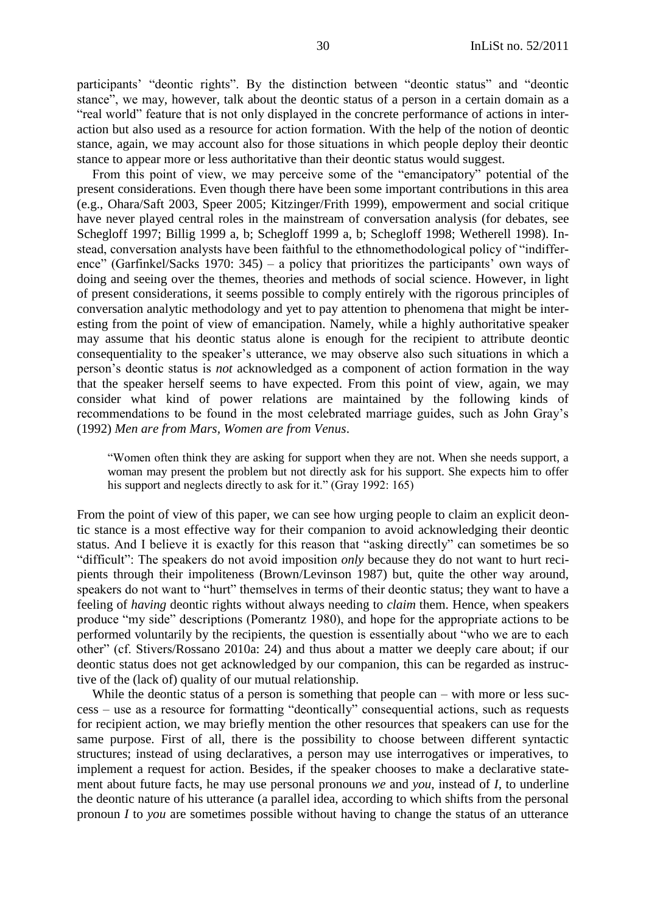participants' "deontic rights". By the distinction between "deontic status" and "deontic stance", we may, however, talk about the deontic status of a person in a certain domain as a "real world" feature that is not only displayed in the concrete performance of actions in interaction but also used as a resource for action formation. With the help of the notion of deontic stance, again, we may account also for those situations in which people deploy their deontic stance to appear more or less authoritative than their deontic status would suggest.

From this point of view, we may perceive some of the "emancipatory" potential of the present considerations. Even though there have been some important contributions in this area (e.g., Ohara/Saft 2003, Speer 2005; Kitzinger/Frith 1999), empowerment and social critique have never played central roles in the mainstream of conversation analysis (for debates, see Schegloff 1997; Billig 1999 a, b; Schegloff 1999 a, b; Schegloff 1998; Wetherell 1998). Instead, conversation analysts have been faithful to the ethnomethodological policy of "indifference" (Garfinkel/Sacks 1970: 345) – a policy that prioritizes the participants' own ways of doing and seeing over the themes, theories and methods of social science. However, in light of present considerations, it seems possible to comply entirely with the rigorous principles of conversation analytic methodology and yet to pay attention to phenomena that might be interesting from the point of view of emancipation. Namely, while a highly authoritative speaker may assume that his deontic status alone is enough for the recipient to attribute deontic consequentiality to the speaker's utterance, we may observe also such situations in which a person's deontic status is *not* acknowledged as a component of action formation in the way that the speaker herself seems to have expected. From this point of view, again, we may consider what kind of power relations are maintained by the following kinds of recommendations to be found in the most celebrated marriage guides, such as John Gray's (1992) *Men are from Mars, Women are from Venus*.

> "Women often think they are asking for support when they are not. When she needs support, a woman may present the problem but not directly ask for his support. She expects him to offer his support and neglects directly to ask for it." (Gray 1992: 165)

From the point of view of this paper, we can see how urging people to claim an explicit deontic stance is a most effective way for their companion to avoid acknowledging their deontic status. And I believe it is exactly for this reason that "asking directly" can sometimes be so "difficult": The speakers do not avoid imposition *only* because they do not want to hurt recipients through their impoliteness (Brown/Levinson 1987) but, quite the other way around, speakers do not want to "hurt" themselves in terms of their deontic status; they want to have a feeling of *having* deontic rights without always needing to *claim* them. Hence, when speakers produce "my side" descriptions (Pomerantz 1980), and hope for the appropriate actions to be performed voluntarily by the recipients, the question is essentially about "who we are to each other" (cf. Stivers/Rossano 2010a: 24) and thus about a matter we deeply care about; if our deontic status does not get acknowledged by our companion, this can be regarded as instructive of the (lack of) quality of our mutual relationship.

While the deontic status of a person is something that people can – with more or less success – use as a resource for formatting "deontically" consequential actions, such as requests for recipient action, we may briefly mention the other resources that speakers can use for the same purpose. First of all, there is the possibility to choose between different syntactic structures; instead of using declaratives, a person may use interrogatives or imperatives, to implement a request for action. Besides, if the speaker chooses to make a declarative statement about future facts, he may use personal pronouns *we* and *you*, instead of *I*, to underline the deontic nature of his utterance (a parallel idea, according to which shifts from the personal pronoun *I* to *you* are sometimes possible without having to change the status of an utterance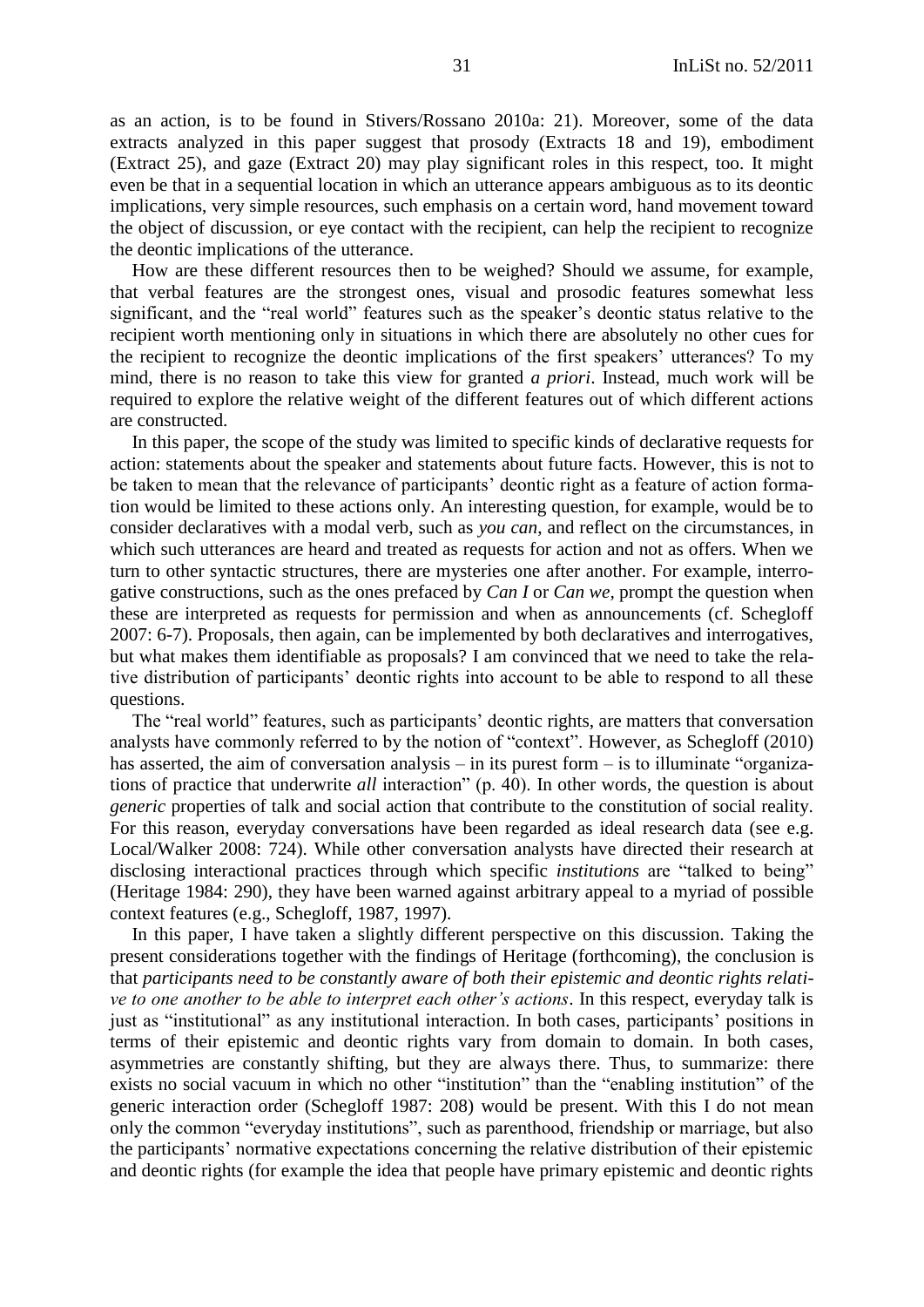as an action, is to be found in Stivers/Rossano 2010a: 21). Moreover, some of the data extracts analyzed in this paper suggest that prosody (Extracts 18 and 19), embodiment (Extract 25), and gaze (Extract 20) may play significant roles in this respect, too. It might even be that in a sequential location in which an utterance appears ambiguous as to its deontic implications, very simple resources, such emphasis on a certain word, hand movement toward the object of discussion, or eye contact with the recipient, can help the recipient to recognize the deontic implications of the utterance.

How are these different resources then to be weighed? Should we assume, for example, that verbal features are the strongest ones, visual and prosodic features somewhat less significant, and the "real world" features such as the speaker's deontic status relative to the recipient worth mentioning only in situations in which there are absolutely no other cues for the recipient to recognize the deontic implications of the first speakers' utterances? To my mind, there is no reason to take this view for granted *a priori*. Instead, much work will be required to explore the relative weight of the different features out of which different actions are constructed.

In this paper, the scope of the study was limited to specific kinds of declarative requests for action: statements about the speaker and statements about future facts. However, this is not to be taken to mean that the relevance of participants' deontic right as a feature of action formation would be limited to these actions only. An interesting question, for example, would be to consider declaratives with a modal verb, such as *you can*, and reflect on the circumstances, in which such utterances are heard and treated as requests for action and not as offers. When we turn to other syntactic structures, there are mysteries one after another. For example, interrogative constructions, such as the ones prefaced by *Can I* or *Can we*, prompt the question when these are interpreted as requests for permission and when as announcements (cf. Schegloff 2007: 6-7). Proposals, then again, can be implemented by both declaratives and interrogatives, but what makes them identifiable as proposals? I am convinced that we need to take the relative distribution of participants' deontic rights into account to be able to respond to all these questions.

The "real world" features, such as participants' deontic rights, are matters that conversation analysts have commonly referred to by the notion of "context". However, as Schegloff (2010) has asserted, the aim of conversation analysis – in its purest form – is to illuminate "organizations of practice that underwrite *all* interaction" (p. 40). In other words, the question is about *generic* properties of talk and social action that contribute to the constitution of social reality. For this reason, everyday conversations have been regarded as ideal research data (see e.g. Local/Walker 2008: 724). While other conversation analysts have directed their research at disclosing interactional practices through which specific *institutions* are "talked to being" (Heritage 1984: 290), they have been warned against arbitrary appeal to a myriad of possible context features (e.g., Schegloff, 1987, 1997).

In this paper, I have taken a slightly different perspective on this discussion. Taking the present considerations together with the findings of Heritage (forthcoming), the conclusion is that *participants need to be constantly aware of both their epistemic and deontic rights relative to one another to be able to interpret each other's actions*. In this respect, everyday talk is just as "institutional" as any institutional interaction. In both cases, participants' positions in terms of their epistemic and deontic rights vary from domain to domain. In both cases, asymmetries are constantly shifting, but they are always there. Thus, to summarize: there exists no social vacuum in which no other "institution" than the "enabling institution" of the generic interaction order (Schegloff 1987: 208) would be present. With this I do not mean only the common "everyday institutions", such as parenthood, friendship or marriage, but also the participants' normative expectations concerning the relative distribution of their epistemic and deontic rights (for example the idea that people have primary epistemic and deontic rights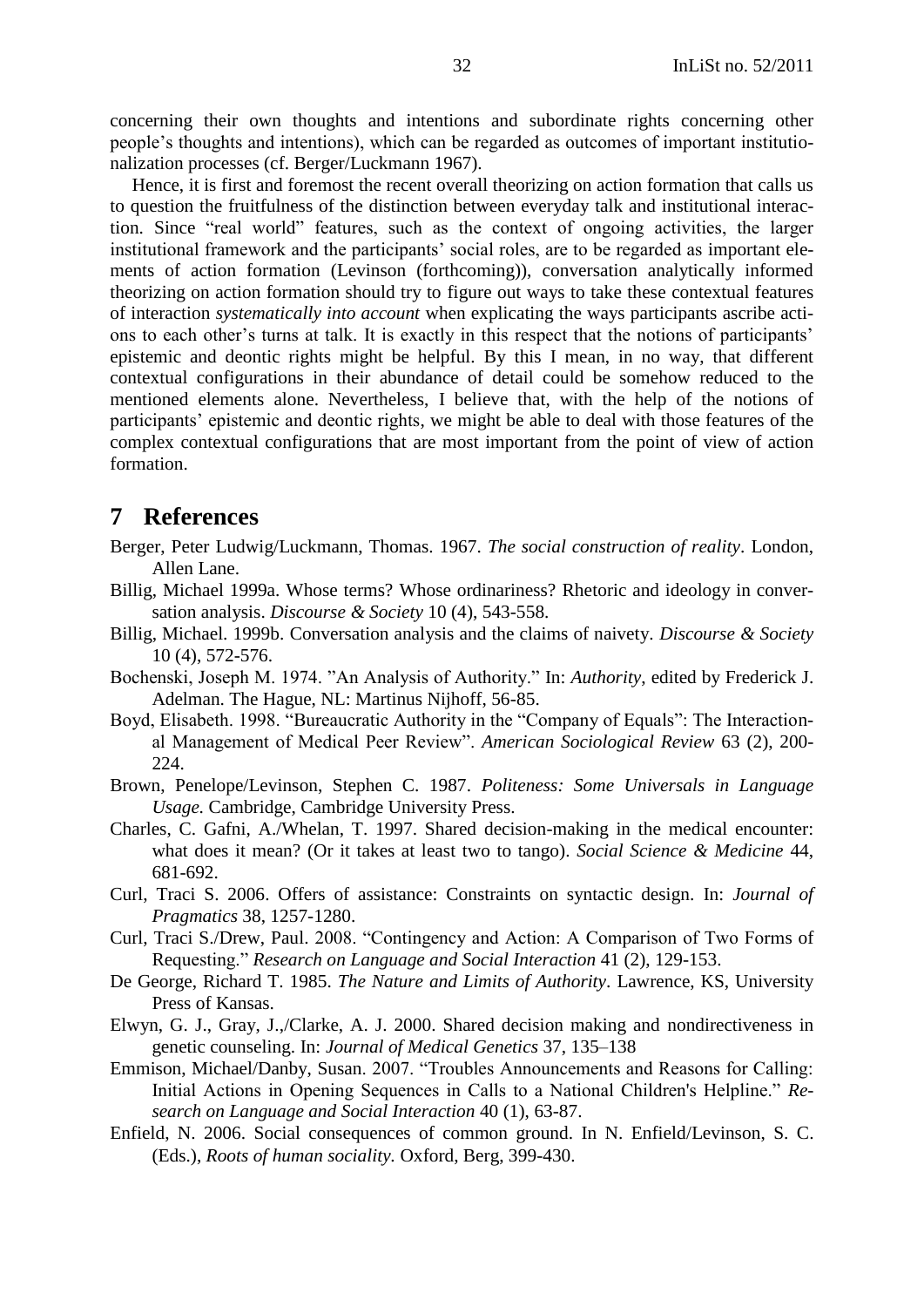concerning their own thoughts and intentions and subordinate rights concerning other people's thoughts and intentions), which can be regarded as outcomes of important institutionalization processes (cf. Berger/Luckmann 1967).

Hence, it is first and foremost the recent overall theorizing on action formation that calls us to question the fruitfulness of the distinction between everyday talk and institutional interaction. Since "real world" features, such as the context of ongoing activities, the larger institutional framework and the participants' social roles, are to be regarded as important elements of action formation (Levinson (forthcoming)), conversation analytically informed theorizing on action formation should try to figure out ways to take these contextual features of interaction *systematically into account* when explicating the ways participants ascribe actions to each other's turns at talk. It is exactly in this respect that the notions of participants' epistemic and deontic rights might be helpful. By this I mean, in no way, that different contextual configurations in their abundance of detail could be somehow reduced to the mentioned elements alone. Nevertheless, I believe that, with the help of the notions of participants' epistemic and deontic rights, we might be able to deal with those features of the complex contextual configurations that are most important from the point of view of action formation.

# 7 References

Berger, Peter Ludwig/Luckmann, Thomas. 1967. *The social construction of reality*. London, Allen Lane.

Billig, Michael 1999a. Whose terms? Whose ordinariness? Rhetoric and ideology in conversation analysis. *Discourse & Society* 10 (4), 543-558.

Billig, Michael. 1999b. Conversation analysis and the claims of naivety. *Discourse & Society* 10 (4), 572-576.

Bochenski, Joseph M. 1974. "An Analysis of Authority." In: *Authority*, edited by Frederick J. Adelman. The Hague, NL: Martinus Nijhoff, 56-85.

Boyd, Elisabeth. 1998. "Bureaucratic Authority in the "Company of Equals": The Interactional Management of Medical Peer Review". *American Sociological Review* 63 (2), 200-224.

Brown, Penelope/Levinson, Stephen C. 1987. *Politeness: Some Universals in Language Usage.* Cambridge, Cambridge University Press.

Charles, C. Gafni, A./Whelan, T. 1997. Shared decision-making in the medical encounter: what does it mean? (Or it takes at least two to tango). *Social Science & Medicine* 44, 681-692.

Curl, Traci S. 2006. Offers of assistance: Constraints on syntactic design. In: *Journal of Pragmatics* 38, 1257-1280.

Curl, Traci S./Drew, Paul. 2008. "Contingency and Action: A Comparison of Two Forms of Requesting." *Research on Language and Social Interaction* 41 (2), 129-153.

De George, Richard T. 1985. *The Nature and Limits of Authority*. Lawrence, KS, University Press of Kansas.

Elwyn, G. J., Gray, J.,/Clarke, A. J. 2000. Shared decision making and nondirectiveness in genetic counseling. In: *Journal of Medical Genetics* 37, 135–138

Emmison, Michael/Danby, Susan. 2007. "Troubles Announcements and Reasons for Calling: Initial Actions in Opening Sequences in Calls to a National Children's Helpline." *Research on Language and Social Interaction* 40 (1), 63-87.

Enfield, N. 2006. Social consequences of common ground. In N. Enfield/Levinson, S. C. (Eds.), *Roots of human sociality.* Oxford, Berg, 399-430.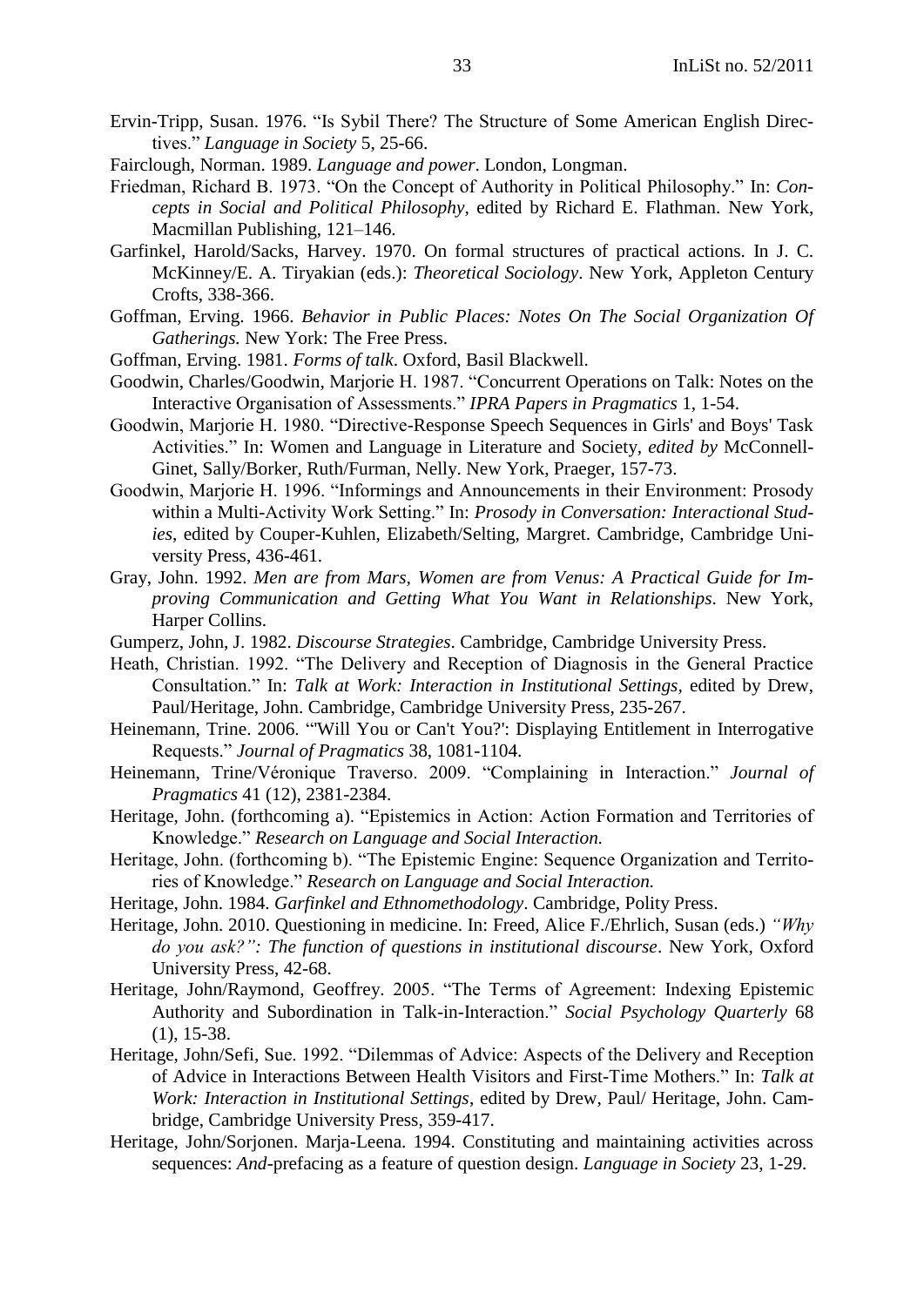Ervin-Tripp, Susan. 1976. "Is Sybil There? The Structure of Some American English Directives." *Language in Society* 5, 25-66.

Fairclough, Norman. 1989. *Language and power*. London, Longman.

Friedman, Richard B. 1973. "On the Concept of Authority in Political Philosophy." In: *Concepts in Social and Political Philosophy*, edited by Richard E. Flathman. New York, Macmillan Publishing, 121–146.

Garfinkel, Harold/Sacks, Harvey. 1970. On formal structures of practical actions. In J. C. McKinney/E. A. Tiryakian (eds.): *Theoretical Sociology*. New York, Appleton Century Crofts, 338-366.

Goffman, Erving. 1966. *Behavior in Public Places: Notes On The Social Organization Of Gatherings.* New York: The Free Press.

Goffman, Erving. 1981. *Forms of talk*. Oxford, Basil Blackwell.

Goodwin, Charles/Goodwin, Marjorie H. 1987. "Concurrent Operations on Talk: Notes on the Interactive Organisation of Assessments." *IPRA Papers in Pragmatics* 1, 1-54.

Goodwin, Marjorie H. 1980. "Directive-Response Speech Sequences in Girls' and Boys' Task Activities." In: Women and Language in Literature and Society, *edited by* McConnell-Ginet, Sally/Borker, Ruth/Furman, Nelly. New York, Praeger, 157-73.

Goodwin, Marjorie H. 1996. "Informings and Announcements in their Environment: Prosody within a Multi-Activity Work Setting." In: *Prosody in Conversation: Interactional Studies*, edited by Couper-Kuhlen, Elizabeth/Selting, Margret. Cambridge, Cambridge University Press, 436-461.

Gray, John. 1992. *Men are from Mars, Women are from Venus: A Practical Guide for Improving Communication and Getting What You Want in Relationships*. New York, Harper Collins.

Gumperz, John, J. 1982. *Discourse Strategies*. Cambridge, Cambridge University Press.

Heath, Christian. 1992. "The Delivery and Reception of Diagnosis in the General Practice Consultation." In: *Talk at Work: Interaction in Institutional Settings*, edited by Drew, Paul/Heritage, John. Cambridge, Cambridge University Press, 235-267.

Heinemann, Trine. 2006. "'Will You or Can't You?': Displaying Entitlement in Interrogative Requests." *Journal of Pragmatics* 38, 1081-1104.

Heinemann, Trine/Véronique Traverso. 2009. "Complaining in Interaction." *Journal of Pragmatics* 41 (12), 2381-2384.

Heritage, John. (forthcoming a). "Epistemics in Action: Action Formation and Territories of Knowledge." *Research on Language and Social Interaction.*

Heritage, John. (forthcoming b). "The Epistemic Engine: Sequence Organization and Territories of Knowledge." *Research on Language and Social Interaction.*

Heritage, John. 1984. *Garfinkel and Ethnomethodology*. Cambridge, Polity Press.

Heritage, John. 2010. Questioning in medicine. In: Freed, Alice F./Ehrlich, Susan (eds.) *"Why do you ask?": The function of questions in institutional discourse*. New York, Oxford University Press, 42-68.

Heritage, John/Raymond, Geoffrey. 2005. "The Terms of Agreement: Indexing Epistemic Authority and Subordination in Talk-in-Interaction." *Social Psychology Quarterly* 68 (1), 15-38.

Heritage, John/Sefi, Sue. 1992. "Dilemmas of Advice: Aspects of the Delivery and Reception of Advice in Interactions Between Health Visitors and First-Time Mothers." In: *Talk at Work: Interaction in Institutional Settings*, edited by Drew, Paul/ Heritage, John. Cambridge, Cambridge University Press, 359-417.

Heritage, John/Sorjonen. Marja-Leena. 1994. Constituting and maintaining activities across sequences: *And*-prefacing as a feature of question design. *Language in Society* 23, 1-29.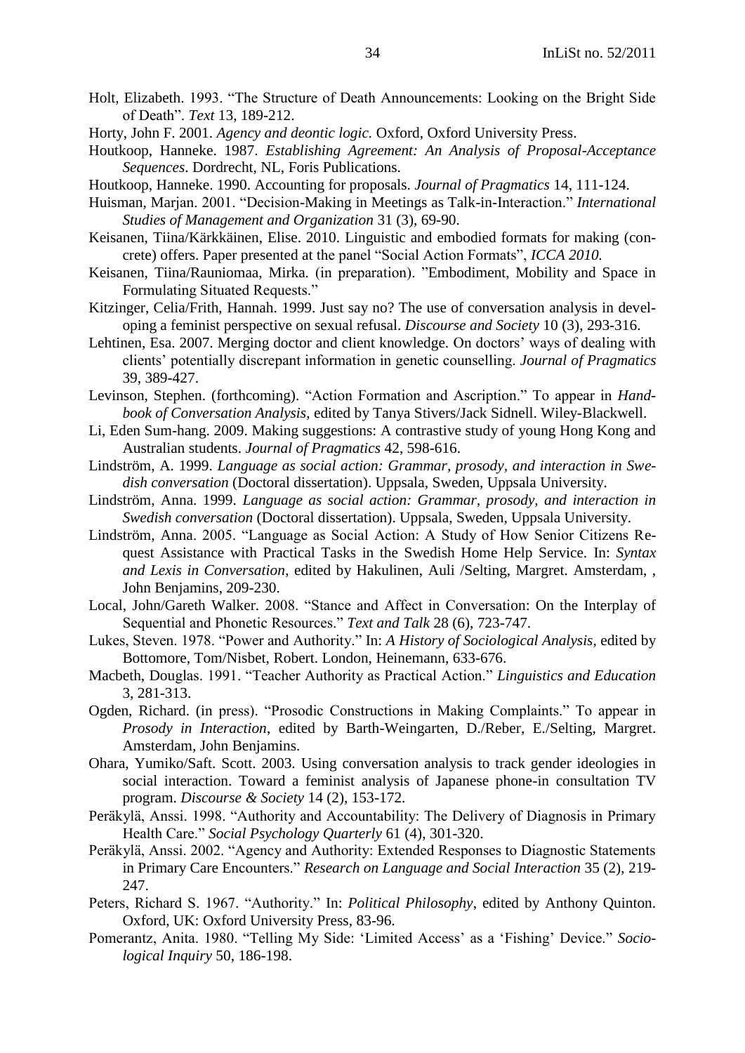Holt, Elizabeth. 1993. "The Structure of Death Announcements: Looking on the Bright Side of Death". *Text* 13, 189-212.

Horty, John F. 2001. *Agency and deontic logic.* Oxford, Oxford University Press.

Houtkoop, Hanneke. 1987. *Establishing Agreement: An Analysis of Proposal-Acceptance Sequences*. Dordrecht, NL, Foris Publications.

Houtkoop, Hanneke. 1990. Accounting for proposals. *Journal of Pragmatics* 14, 111-124.

Huisman, Marjan. 2001. "Decision-Making in Meetings as Talk-in-Interaction." *International Studies of Management and Organization* 31 (3), 69-90.

Keisanen, Tiina/Kärkkäinen, Elise. 2010. Linguistic and embodied formats for making (concrete) offers. Paper presented at the panel "Social Action Formats", *ICCA 2010.*

Keisanen, Tiina/Rauniomaa, Mirka. (in preparation). "Embodiment, Mobility and Space in Formulating Situated Requests."

Kitzinger, Celia/Frith, Hannah. 1999. Just say no? The use of conversation analysis in developing a feminist perspective on sexual refusal. *Discourse and Society* 10 (3), 293-316.

Lehtinen, Esa. 2007. Merging doctor and client knowledge. On doctors' ways of dealing with clients' potentially discrepant information in genetic counselling. *Journal of Pragmatics* 39, 389-427.

Levinson, Stephen. (forthcoming). "Action Formation and Ascription." To appear in *Handbook of Conversation Analysis*, edited by Tanya Stivers/Jack Sidnell. Wiley-Blackwell.

Li, Eden Sum-hang. 2009. Making suggestions: A contrastive study of young Hong Kong and Australian students. *Journal of Pragmatics* 42, 598-616.

Lindström, A. 1999. *Language as social action: Grammar, prosody, and interaction in Swedish conversation* (Doctoral dissertation). Uppsala, Sweden, Uppsala University.

Lindström, Anna. 1999. *Language as social action: Grammar, prosody, and interaction in Swedish conversation* (Doctoral dissertation). Uppsala, Sweden, Uppsala University.

Lindström, Anna. 2005. "Language as Social Action: A Study of How Senior Citizens Request Assistance with Practical Tasks in the Swedish Home Help Service. In: *Syntax and Lexis in Conversation*, edited by Hakulinen, Auli /Selting, Margret. Amsterdam, , John Benjamins, 209-230.

Local, John/Gareth Walker. 2008. "Stance and Affect in Conversation: On the Interplay of Sequential and Phonetic Resources." *Text and Talk* 28 (6), 723-747.

Lukes, Steven. 1978. "Power and Authority." In: *A History of Sociological Analysis*, edited by Bottomore, Tom/Nisbet, Robert. London, Heinemann, 633-676.

Macbeth, Douglas. 1991. "Teacher Authority as Practical Action." *Linguistics and Education* 3, 281-313.

Ogden, Richard. (in press). "Prosodic Constructions in Making Complaints." To appear in *Prosody in Interaction*, edited by Barth-Weingarten, D./Reber, E./Selting, Margret. Amsterdam, John Benjamins.

Ohara, Yumiko/Saft. Scott. 2003. Using conversation analysis to track gender ideologies in social interaction. Toward a feminist analysis of Japanese phone-in consultation TV program. *Discourse & Society* 14 (2), 153-172.

Peräkylä, Anssi. 1998. "Authority and Accountability: The Delivery of Diagnosis in Primary Health Care." *Social Psychology Quarterly* 61 (4), 301-320.

Peräkylä, Anssi. 2002. "Agency and Authority: Extended Responses to Diagnostic Statements in Primary Care Encounters." *Research on Language and Social Interaction* 35 (2), 219-247.

Peters, Richard S. 1967. "Authority." In: *Political Philosophy*, edited by Anthony Quinton. Oxford, UK: Oxford University Press, 83-96.

Pomerantz, Anita. 1980. "Telling My Side: 'Limited Access' as a 'Fishing' Device." *Sociological Inquiry* 50, 186-198.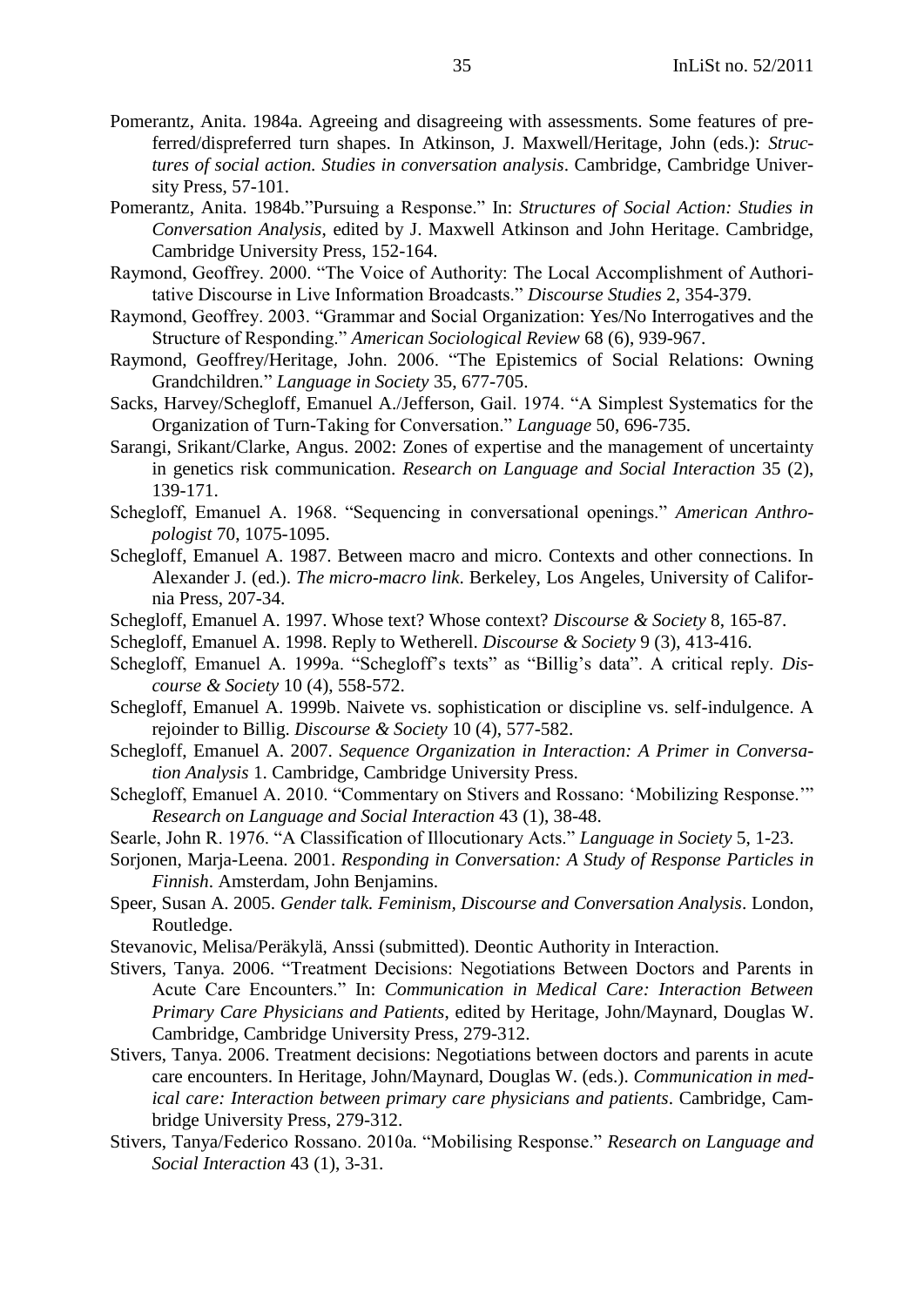Pomerantz, Anita. 1984a. Agreeing and disagreeing with assessments. Some features of preferred/dispreferred turn shapes. In Atkinson, J. Maxwell/Heritage, John (eds.): *Structures of social action. Studies in conversation analysis*. Cambridge, Cambridge University Press, 57-101.

Pomerantz, Anita. 1984b."Pursuing a Response." In: *Structures of Social Action: Studies in Conversation Analysis*, edited by J. Maxwell Atkinson and John Heritage. Cambridge, Cambridge University Press, 152-164.

Raymond, Geoffrey. 2000. "The Voice of Authority: The Local Accomplishment of Authoritative Discourse in Live Information Broadcasts." *Discourse Studies* 2, 354-379.

Raymond, Geoffrey. 2003. "Grammar and Social Organization: Yes/No Interrogatives and the Structure of Responding." *American Sociological Review* 68 (6), 939-967.

Raymond, Geoffrey/Heritage, John. 2006. "The Epistemics of Social Relations: Owning Grandchildren." *Language in Society* 35, 677-705.

Sacks, Harvey/Schegloff, Emanuel A./Jefferson, Gail. 1974. "A Simplest Systematics for the Organization of Turn-Taking for Conversation." *Language* 50, 696-735.

Sarangi, Srikant/Clarke, Angus. 2002: Zones of expertise and the management of uncertainty in genetics risk communication. *Research on Language and Social Interaction* 35 (2), 139-171.

Schegloff, Emanuel A. 1968. "Sequencing in conversational openings." *American Anthropologist* 70, 1075-1095.

Schegloff, Emanuel A. 1987. Between macro and micro. Contexts and other connections. In Alexander J. (ed.). *The micro-macro link*. Berkeley, Los Angeles, University of California Press, 207-34.

Schegloff, Emanuel A. 1997. Whose text? Whose context? *Discourse & Society* 8, 165-87.

Schegloff, Emanuel A. 1998. Reply to Wetherell. *Discourse & Society* 9 (3), 413-416.

Schegloff, Emanuel A. 1999a. "Schegloff's texts" as "Billig's data". A critical reply. *Discourse & Society* 10 (4), 558-572.

Schegloff, Emanuel A. 1999b. Naivete vs. sophistication or discipline vs. self-indulgence. A rejoinder to Billig. *Discourse & Society* 10 (4), 577-582.

Schegloff, Emanuel A. 2007. *Sequence Organization in Interaction: A Primer in Conversation Analysis* 1. Cambridge, Cambridge University Press.

Schegloff, Emanuel A. 2010. "Commentary on Stivers and Rossano: 'Mobilizing Response.'" *Research on Language and Social Interaction* 43 (1), 38-48.

Searle, John R. 1976. "A Classification of Illocutionary Acts." *Language in Society* 5, 1-23.

Sorjonen, Marja-Leena. 2001. *Responding in Conversation: A Study of Response Particles in Finnish*. Amsterdam, John Benjamins.

Speer, Susan A. 2005. *Gender talk. Feminism, Discourse and Conversation Analysis*. London, Routledge.

Stevanovic, Melisa/Peräkylä, Anssi (submitted). Deontic Authority in Interaction.

Stivers, Tanya. 2006. "Treatment Decisions: Negotiations Between Doctors and Parents in Acute Care Encounters." In: *Communication in Medical Care: Interaction Between Primary Care Physicians and Patients*, edited by Heritage, John/Maynard, Douglas W. Cambridge, Cambridge University Press, 279-312.

Stivers, Tanya. 2006. Treatment decisions: Negotiations between doctors and parents in acute care encounters. In Heritage, John/Maynard, Douglas W. (eds.). *Communication in medical care: Interaction between primary care physicians and patients*. Cambridge, Cambridge University Press, 279-312.

Stivers, Tanya/Federico Rossano. 2010a. "Mobilising Response." *Research on Language and Social Interaction* 43 (1), 3-31.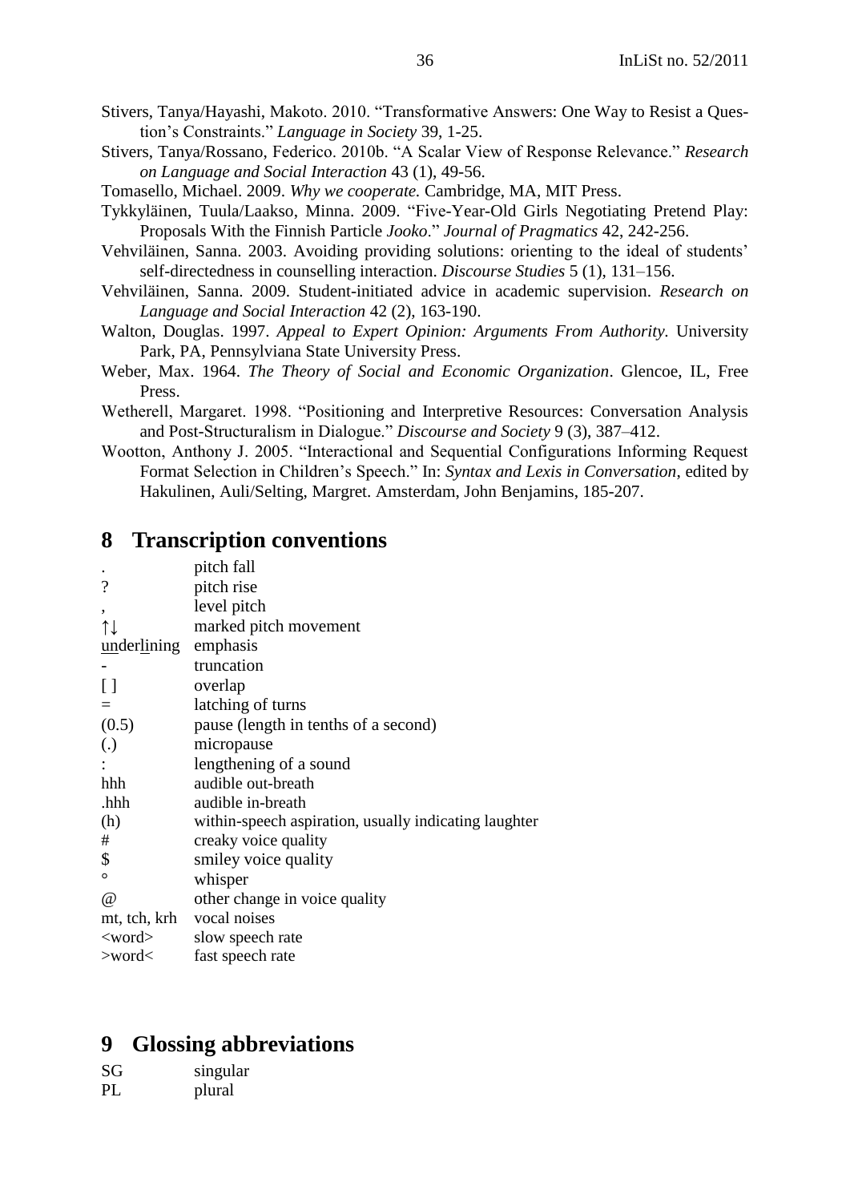Stivers, Tanya/Hayashi, Makoto. 2010. "Transformative Answers: One Way to Resist a Question's Constraints." *Language in Society* 39, 1-25.

Stivers, Tanya/Rossano, Federico. 2010b. "A Scalar View of Response Relevance." *Research on Language and Social Interaction* 43 (1), 49-56.

Tomasello, Michael. 2009. *Why we cooperate.* Cambridge, MA, MIT Press.

Tykkyläinen, Tuula/Laakso, Minna. 2009. "Five-Year-Old Girls Negotiating Pretend Play: Proposals With the Finnish Particle *Jooko*." *Journal of Pragmatics* 42, 242-256.

Vehviläinen, Sanna. 2003. Avoiding providing solutions: orienting to the ideal of students' self-directedness in counselling interaction. *Discourse Studies* 5 (1), 131–156.

Vehviläinen, Sanna. 2009. Student-initiated advice in academic supervision. *Research on Language and Social Interaction* 42 (2), 163-190.

Walton, Douglas. 1997. *Appeal to Expert Opinion: Arguments From Authority.* University Park, PA, Pennsylviana State University Press.

Weber, Max. 1964. *The Theory of Social and Economic Organization*. Glencoe, IL, Free Press.

Wetherell, Margaret. 1998. "Positioning and Interpretive Resources: Conversation Analysis and Post-Structuralism in Dialogue." *Discourse and Society* 9 (3), 387–412.

Wootton, Anthony J. 2005. "Interactional and Sequential Configurations Informing Request Format Selection in Children's Speech." In: *Syntax and Lexis in Conversation*, edited by Hakulinen, Auli/Selting, Margret. Amsterdam, John Benjamins, 185-207.

# 8 Transcription conventions

| | |
|---|---|
| . | pitch fall |
| ? | pitch rise |
| , | level pitch |
| ↑↓ | marked pitch movement |
| <u>un</u>der<u>li</u>ning | emphasis |
| - | truncation |
| [ ] | overlap |
| = | latching of turns |
| (0.5) | pause (length in tenths of a second) |
| (.) | micropause |
| : | lengthening of a sound |
| hhh | audible out-breath |
| .hhh | audible in-breath |
| (h) | within-speech aspiration, usually indicating laughter |
| # | creaky voice quality |
| $ | smiley voice quality |
| ° | whisper |
| @ | other change in voice quality |
| mt, tch, krh | vocal noises |
| <word> | slow speech rate |
| >word< | fast speech rate |

# 9 Glossing abbreviations

| | |
|---|---|
| SG | singular |
| PL | plural |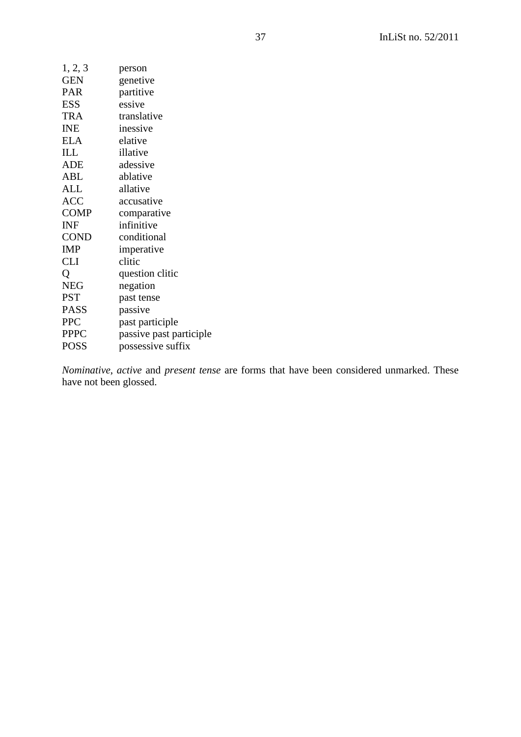| | |
|---|---|
| 1, 2, 3 | person |
| GEN | genetive |
| PAR | partitive |
| ESS | essive |
| TRA | translative |
| INE | inessive |
| ELA | elative |
| ILL | illative |
| ADE | adessive |
| ABL | ablative |
| ALL | allative |
| ACC | accusative |
| COMP | comparative |
| INF | infinitive |
| COND | conditional |
| IMP | imperative |
| CLI | clitic |
| Q | question clitic |
| NEG | negation |
| PST | past tense |
| PASS | passive |
| PPC | past participle |
| PPPC | passive past participle |
| POSS | possessive suffix |

*Nominative*, *active* and *present tense* are forms that have been considered unmarked. These have not been glossed.